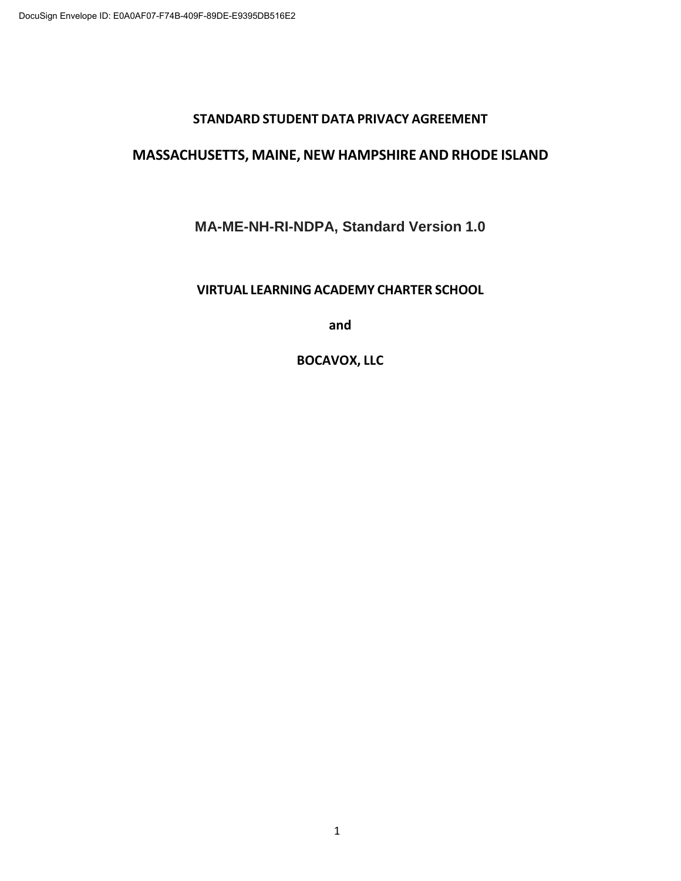DocuSign Envelope ID: E0A0AF07-F74B-409F-89DE-E9395DB516E2

# STANDARD STUDENT DATA PRIVACY AGREEMENT

# MASSACHUSETTS, MAINE, NEW HAMPSHIRE AND RHODE ISLAND

## MA-ME-NH-RI-NDPA, Standard Version 1.0

**VIRTUAL LEARNING ACADEMY CHARTER SCHOOL**

**and**

**BOCAVOX, LLC**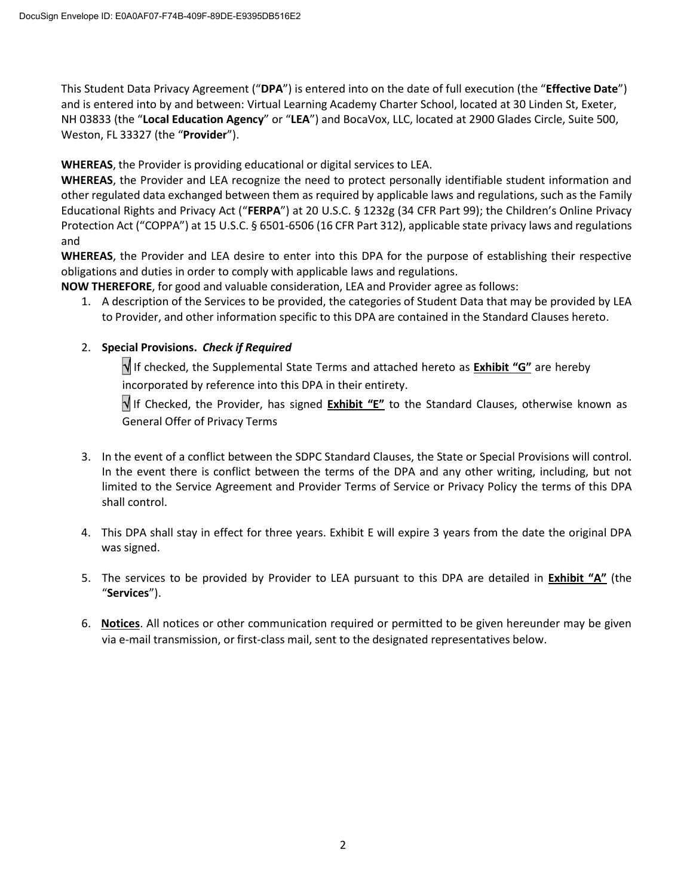This Student Data Privacy Agreement ("**DPA**") is entered into on the date of full execution (the "**Effective Date**") and is entered into by and between: Virtual Learning Academy Charter School, located at 30 Linden St, Exeter, NH 03833 (the "**Local Education Agency**" or "**LEA**") and BocaVox, LLC, located at 2900 Glades Circle, Suite 500, Weston, FL 33327 (the "**Provider**").

**WHEREAS**, the Provider is providing educational or digital services to LEA.
**WHEREAS**, the Provider and LEA recognize the need to protect personally identifiable student information and other regulated data exchanged between them as required by applicable laws and regulations, such as the Family Educational Rights and Privacy Act ("**FERPA**") at 20 U.S.C. § 1232g (34 CFR Part 99); the Children's Online Privacy Protection Act ("COPPA") at 15 U.S.C. § 6501-6506 (16 CFR Part 312), applicable state privacy laws and regulations and
**WHEREAS**, the Provider and LEA desire to enter into this DPA for the purpose of establishing their respective obligations and duties in order to comply with applicable laws and regulations.
**NOW THEREFORE**, for good and valuable consideration, LEA and Provider agree as follows:

1. A description of the Services to be provided, the categories of Student Data that may be provided by LEA to Provider, and other information specific to this DPA are contained in the Standard Clauses hereto.

2. **Special Provisions.** ***Check if Required***

   √ If checked, the Supplemental State Terms and attached hereto as **Exhibit "G"** are hereby incorporated by reference into this DPA in their entirety.

   √ If Checked, the Provider, has signed **Exhibit "E"** to the Standard Clauses, otherwise known as General Offer of Privacy Terms

3. In the event of a conflict between the SDPC Standard Clauses, the State or Special Provisions will control. In the event there is conflict between the terms of the DPA and any other writing, including, but not limited to the Service Agreement and Provider Terms of Service or Privacy Policy the terms of this DPA shall control.

4. This DPA shall stay in effect for three years. Exhibit E will expire 3 years from the date the original DPA was signed.

5. The services to be provided by Provider to LEA pursuant to this DPA are detailed in **Exhibit "A"** (the "**Services**").

6. **Notices**. All notices or other communication required or permitted to be given hereunder may be given via e-mail transmission, or first-class mail, sent to the designated representatives below.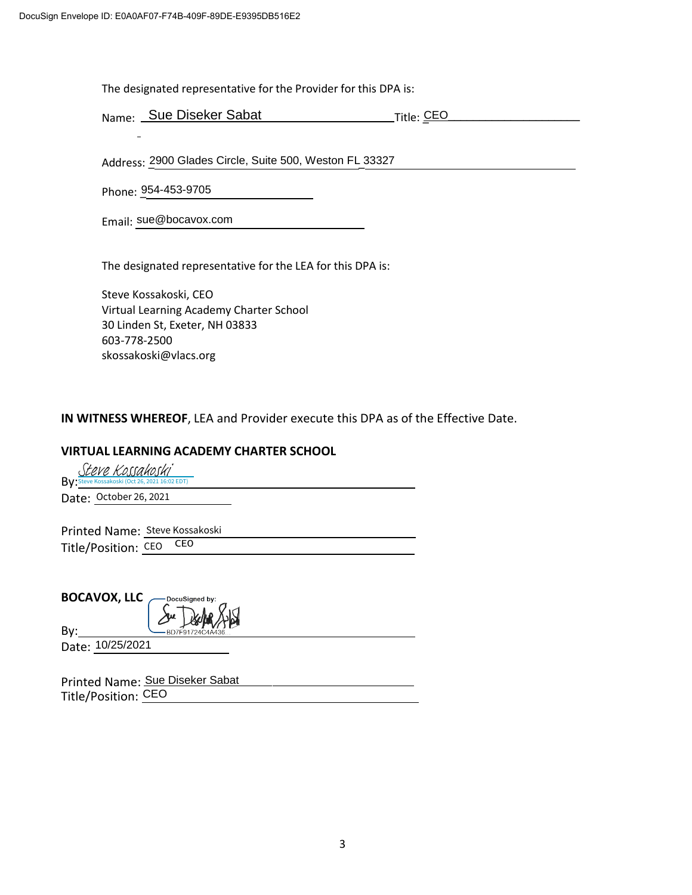DocuSign Envelope ID: E0A0AF07-F74B-409F-89DE-E9395DB516E2

The designated representative for the Provider for this DPA is:

Name: Sue Diseker Sabat Title: CEO

Address: 2900 Glades Circle, Suite 500, Weston FL 33327

Phone: 954-453-9705

Email: sue@bocavox.com

The designated representative for the LEA for this DPA is:

Steve Kossakoski, CEO
Virtual Learning Academy Charter School
30 Linden St, Exeter, NH 03833
603-778-2500
skossakoski@vlacs.org

**IN WITNESS WHEREOF**, LEA and Provider execute this DPA as of the Effective Date.

**VIRTUAL LEARNING ACADEMY CHARTER SCHOOL**

By: Steve Kossakoski
Steve Kossakoski (Oct 26, 2021 16:02 EDT)

Date: October 26, 2021

Printed Name: Steve Kossakoski

Title/Position: CEO CEO

**BOCAVOX, LLC**

By: DocuSigned by: Sue Diseker Sabat BD7F91724C4A436

Date: 10/25/2021

Printed Name: Sue Diseker Sabat

Title/Position: CEO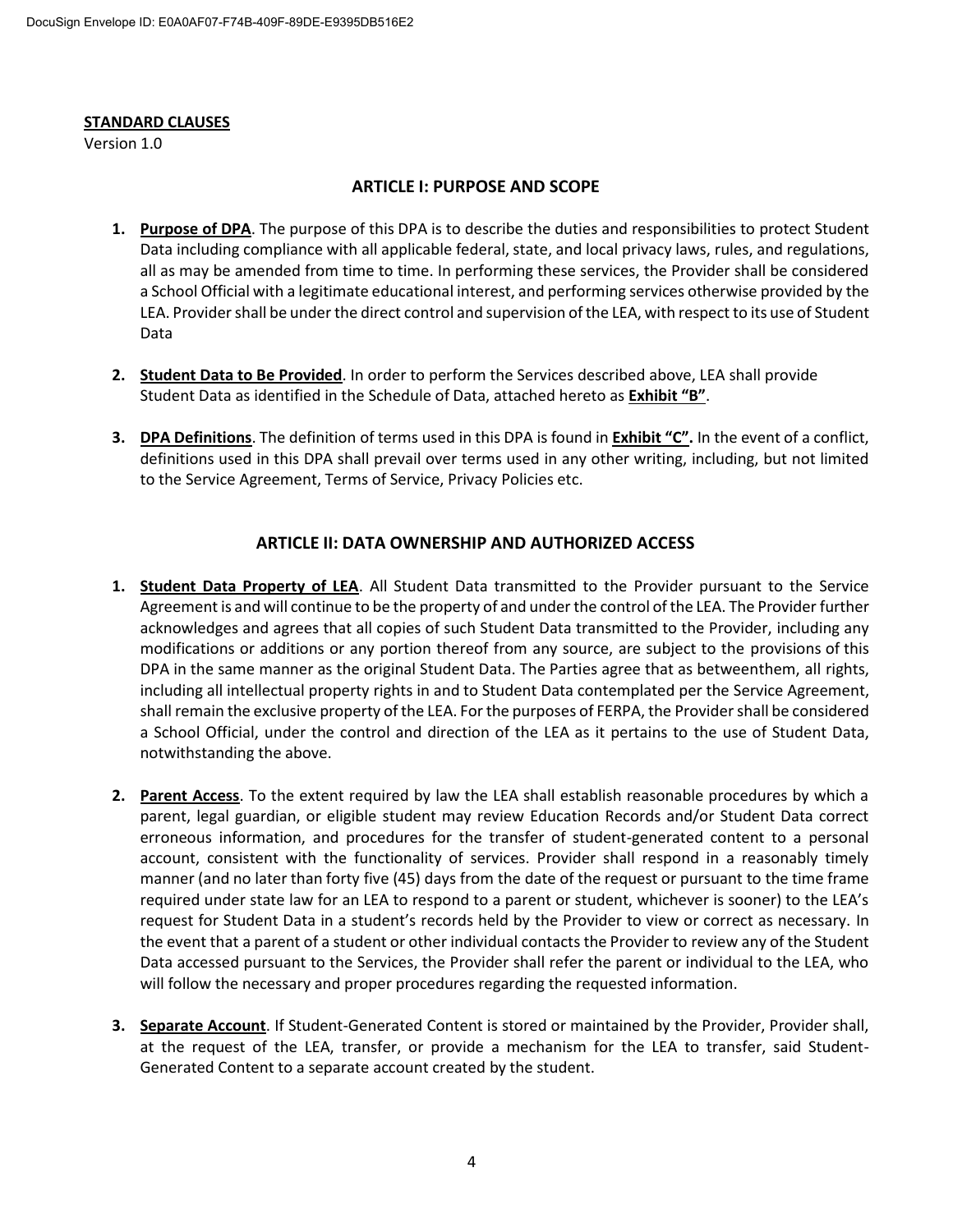**STANDARD CLAUSES**
Version 1.0

## ARTICLE I: PURPOSE AND SCOPE

1. **Purpose of DPA**. The purpose of this DPA is to describe the duties and responsibilities to protect Student Data including compliance with all applicable federal, state, and local privacy laws, rules, and regulations, all as may be amended from time to time. In performing these services, the Provider shall be considered a School Official with a legitimate educational interest, and performing services otherwise provided by the LEA. Provider shall be under the direct control and supervision of the LEA, with respect to its use of Student Data

2. **Student Data to Be Provided**. In order to perform the Services described above, LEA shall provide Student Data as identified in the Schedule of Data, attached hereto as **Exhibit "B"**.

3. **DPA Definitions**. The definition of terms used in this DPA is found in **Exhibit "C".** In the event of a conflict, definitions used in this DPA shall prevail over terms used in any other writing, including, but not limited to the Service Agreement, Terms of Service, Privacy Policies etc.

## ARTICLE II: DATA OWNERSHIP AND AUTHORIZED ACCESS

1. **Student Data Property of LEA**. All Student Data transmitted to the Provider pursuant to the Service Agreement is and will continue to be the property of and under the control of the LEA. The Provider further acknowledges and agrees that all copies of such Student Data transmitted to the Provider, including any modifications or additions or any portion thereof from any source, are subject to the provisions of this DPA in the same manner as the original Student Data. The Parties agree that as betweenthem, all rights, including all intellectual property rights in and to Student Data contemplated per the Service Agreement, shall remain the exclusive property of the LEA. For the purposes of FERPA, the Provider shall be considered a School Official, under the control and direction of the LEA as it pertains to the use of Student Data, notwithstanding the above.

2. **Parent Access**. To the extent required by law the LEA shall establish reasonable procedures by which a parent, legal guardian, or eligible student may review Education Records and/or Student Data correct erroneous information, and procedures for the transfer of student-generated content to a personal account, consistent with the functionality of services. Provider shall respond in a reasonably timely manner (and no later than forty five (45) days from the date of the request or pursuant to the time frame required under state law for an LEA to respond to a parent or student, whichever is sooner) to the LEA's request for Student Data in a student's records held by the Provider to view or correct as necessary. In the event that a parent of a student or other individual contacts the Provider to review any of the Student Data accessed pursuant to the Services, the Provider shall refer the parent or individual to the LEA, who will follow the necessary and proper procedures regarding the requested information.

3. **Separate Account**. If Student-Generated Content is stored or maintained by the Provider, Provider shall, at the request of the LEA, transfer, or provide a mechanism for the LEA to transfer, said Student-Generated Content to a separate account created by the student.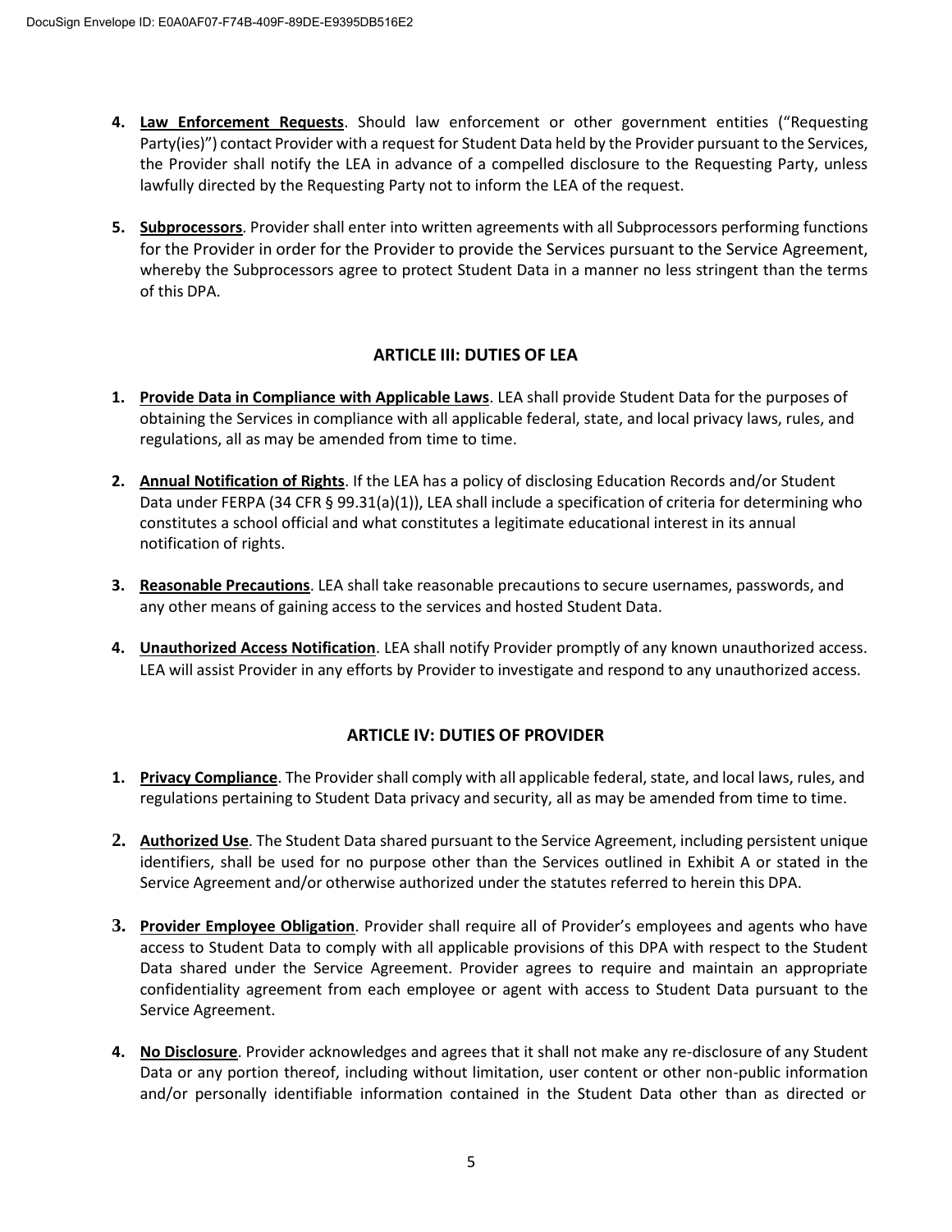4. **Law Enforcement Requests**. Should law enforcement or other government entities ("Requesting Party(ies)") contact Provider with a request for Student Data held by the Provider pursuant to the Services, the Provider shall notify the LEA in advance of a compelled disclosure to the Requesting Party, unless lawfully directed by the Requesting Party not to inform the LEA of the request.

5. **Subprocessors**. Provider shall enter into written agreements with all Subprocessors performing functions for the Provider in order for the Provider to provide the Services pursuant to the Service Agreement, whereby the Subprocessors agree to protect Student Data in a manner no less stringent than the terms of this DPA.

## ARTICLE III: DUTIES OF LEA

1. **Provide Data in Compliance with Applicable Laws**. LEA shall provide Student Data for the purposes of obtaining the Services in compliance with all applicable federal, state, and local privacy laws, rules, and regulations, all as may be amended from time to time.

2. **Annual Notification of Rights**. If the LEA has a policy of disclosing Education Records and/or Student Data under FERPA (34 CFR § 99.31(a)(1)), LEA shall include a specification of criteria for determining who constitutes a school official and what constitutes a legitimate educational interest in its annual notification of rights.

3. **Reasonable Precautions**. LEA shall take reasonable precautions to secure usernames, passwords, and any other means of gaining access to the services and hosted Student Data.

4. **Unauthorized Access Notification**. LEA shall notify Provider promptly of any known unauthorized access. LEA will assist Provider in any efforts by Provider to investigate and respond to any unauthorized access.

## ARTICLE IV: DUTIES OF PROVIDER

1. **Privacy Compliance**. The Provider shall comply with all applicable federal, state, and local laws, rules, and regulations pertaining to Student Data privacy and security, all as may be amended from time to time.

2. **Authorized Use**. The Student Data shared pursuant to the Service Agreement, including persistent unique identifiers, shall be used for no purpose other than the Services outlined in Exhibit A or stated in the Service Agreement and/or otherwise authorized under the statutes referred to herein this DPA.

3. **Provider Employee Obligation**. Provider shall require all of Provider's employees and agents who have access to Student Data to comply with all applicable provisions of this DPA with respect to the Student Data shared under the Service Agreement. Provider agrees to require and maintain an appropriate confidentiality agreement from each employee or agent with access to Student Data pursuant to the Service Agreement.

4. **No Disclosure**. Provider acknowledges and agrees that it shall not make any re-disclosure of any Student Data or any portion thereof, including without limitation, user content or other non-public information and/or personally identifiable information contained in the Student Data other than as directed or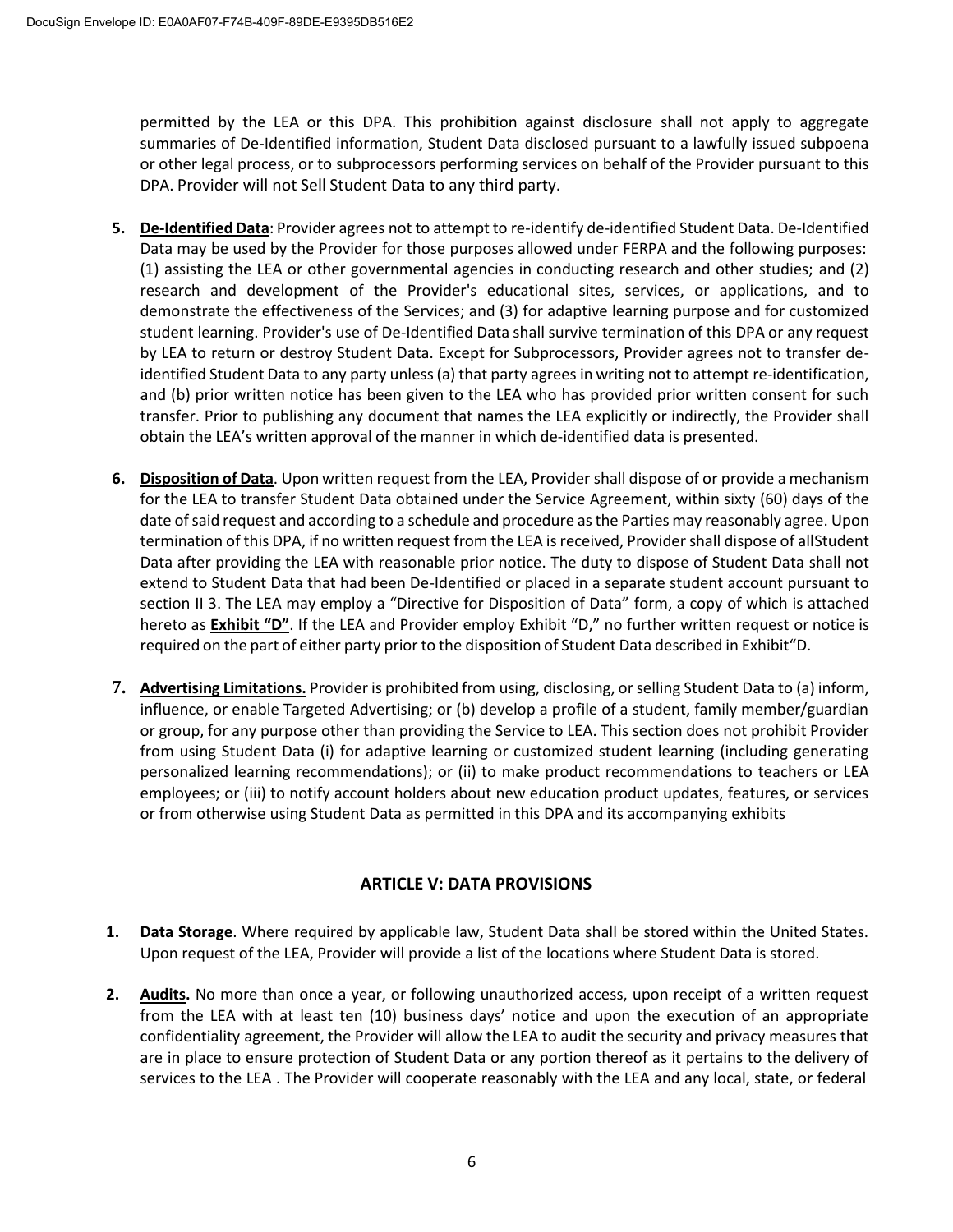permitted by the LEA or this DPA. This prohibition against disclosure shall not apply to aggregate summaries of De-Identified information, Student Data disclosed pursuant to a lawfully issued subpoena or other legal process, or to subprocessors performing services on behalf of the Provider pursuant to this DPA. Provider will not Sell Student Data to any third party.

5. **De-Identified Data**: Provider agrees not to attempt to re-identify de-identified Student Data. De-Identified Data may be used by the Provider for those purposes allowed under FERPA and the following purposes: (1) assisting the LEA or other governmental agencies in conducting research and other studies; and (2) research and development of the Provider's educational sites, services, or applications, and to demonstrate the effectiveness of the Services; and (3) for adaptive learning purpose and for customized student learning. Provider's use of De-Identified Data shall survive termination of this DPA or any request by LEA to return or destroy Student Data. Except for Subprocessors, Provider agrees not to transfer de-identified Student Data to any party unless (a) that party agrees in writing not to attempt re-identification, and (b) prior written notice has been given to the LEA who has provided prior written consent for such transfer. Prior to publishing any document that names the LEA explicitly or indirectly, the Provider shall obtain the LEA's written approval of the manner in which de-identified data is presented.

6. **Disposition of Data**. Upon written request from the LEA, Provider shall dispose of or provide a mechanism for the LEA to transfer Student Data obtained under the Service Agreement, within sixty (60) days of the date of said request and according to a schedule and procedure as the Parties may reasonably agree. Upon termination of this DPA, if no written request from the LEA is received, Provider shall dispose of allStudent Data after providing the LEA with reasonable prior notice. The duty to dispose of Student Data shall not extend to Student Data that had been De-Identified or placed in a separate student account pursuant to section II 3. The LEA may employ a "Directive for Disposition of Data" form, a copy of which is attached hereto as **Exhibit "D"**. If the LEA and Provider employ Exhibit "D," no further written request or notice is required on the part of either party prior to the disposition of Student Data described in Exhibit"D.

7. **Advertising Limitations.** Provider is prohibited from using, disclosing, or selling Student Data to (a) inform, influence, or enable Targeted Advertising; or (b) develop a profile of a student, family member/guardian or group, for any purpose other than providing the Service to LEA. This section does not prohibit Provider from using Student Data (i) for adaptive learning or customized student learning (including generating personalized learning recommendations); or (ii) to make product recommendations to teachers or LEA employees; or (iii) to notify account holders about new education product updates, features, or services or from otherwise using Student Data as permitted in this DPA and its accompanying exhibits

## ARTICLE V: DATA PROVISIONS

1. **Data Storage**. Where required by applicable law, Student Data shall be stored within the United States. Upon request of the LEA, Provider will provide a list of the locations where Student Data is stored.

2. **Audits.** No more than once a year, or following unauthorized access, upon receipt of a written request from the LEA with at least ten (10) business days' notice and upon the execution of an appropriate confidentiality agreement, the Provider will allow the LEA to audit the security and privacy measures that are in place to ensure protection of Student Data or any portion thereof as it pertains to the delivery of services to the LEA . The Provider will cooperate reasonably with the LEA and any local, state, or federal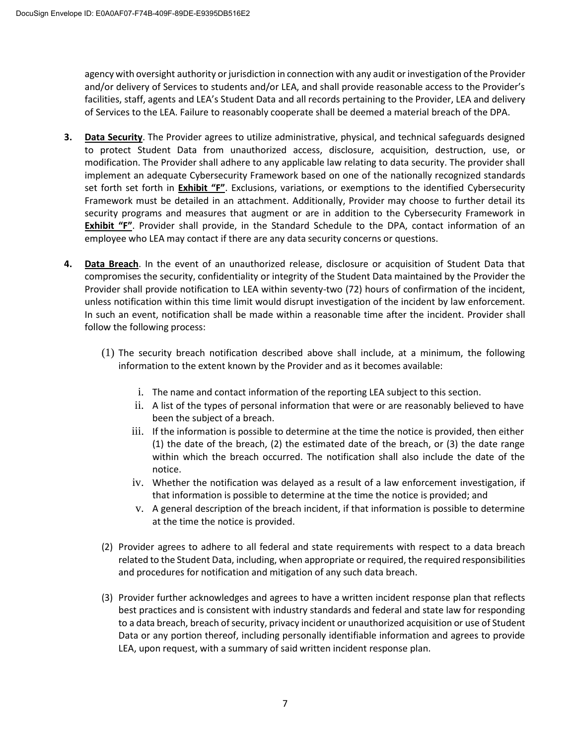agency with oversight authority or jurisdiction in connection with any audit or investigation of the Provider and/or delivery of Services to students and/or LEA, and shall provide reasonable access to the Provider's facilities, staff, agents and LEA's Student Data and all records pertaining to the Provider, LEA and delivery of Services to the LEA. Failure to reasonably cooperate shall be deemed a material breach of the DPA.

**3.** **Data Security**. The Provider agrees to utilize administrative, physical, and technical safeguards designed to protect Student Data from unauthorized access, disclosure, acquisition, destruction, use, or modification. The Provider shall adhere to any applicable law relating to data security. The provider shall implement an adequate Cybersecurity Framework based on one of the nationally recognized standards set forth set forth in **Exhibit "F"**. Exclusions, variations, or exemptions to the identified Cybersecurity Framework must be detailed in an attachment. Additionally, Provider may choose to further detail its security programs and measures that augment or are in addition to the Cybersecurity Framework in **Exhibit "F"**. Provider shall provide, in the Standard Schedule to the DPA, contact information of an employee who LEA may contact if there are any data security concerns or questions.

**4.** **Data Breach**. In the event of an unauthorized release, disclosure or acquisition of Student Data that compromises the security, confidentiality or integrity of the Student Data maintained by the Provider the Provider shall provide notification to LEA within seventy-two (72) hours of confirmation of the incident, unless notification within this time limit would disrupt investigation of the incident by law enforcement. In such an event, notification shall be made within a reasonable time after the incident. Provider shall follow the following process:

(1) The security breach notification described above shall include, at a minimum, the following information to the extent known by the Provider and as it becomes available:

i. The name and contact information of the reporting LEA subject to this section.

ii. A list of the types of personal information that were or are reasonably believed to have been the subject of a breach.

iii. If the information is possible to determine at the time the notice is provided, then either (1) the date of the breach, (2) the estimated date of the breach, or (3) the date range within which the breach occurred. The notification shall also include the date of the notice.

iv. Whether the notification was delayed as a result of a law enforcement investigation, if that information is possible to determine at the time the notice is provided; and

v. A general description of the breach incident, if that information is possible to determine at the time the notice is provided.

(2) Provider agrees to adhere to all federal and state requirements with respect to a data breach related to the Student Data, including, when appropriate or required, the required responsibilities and procedures for notification and mitigation of any such data breach.

(3) Provider further acknowledges and agrees to have a written incident response plan that reflects best practices and is consistent with industry standards and federal and state law for responding to a data breach, breach of security, privacy incident or unauthorized acquisition or use of Student Data or any portion thereof, including personally identifiable information and agrees to provide LEA, upon request, with a summary of said written incident response plan.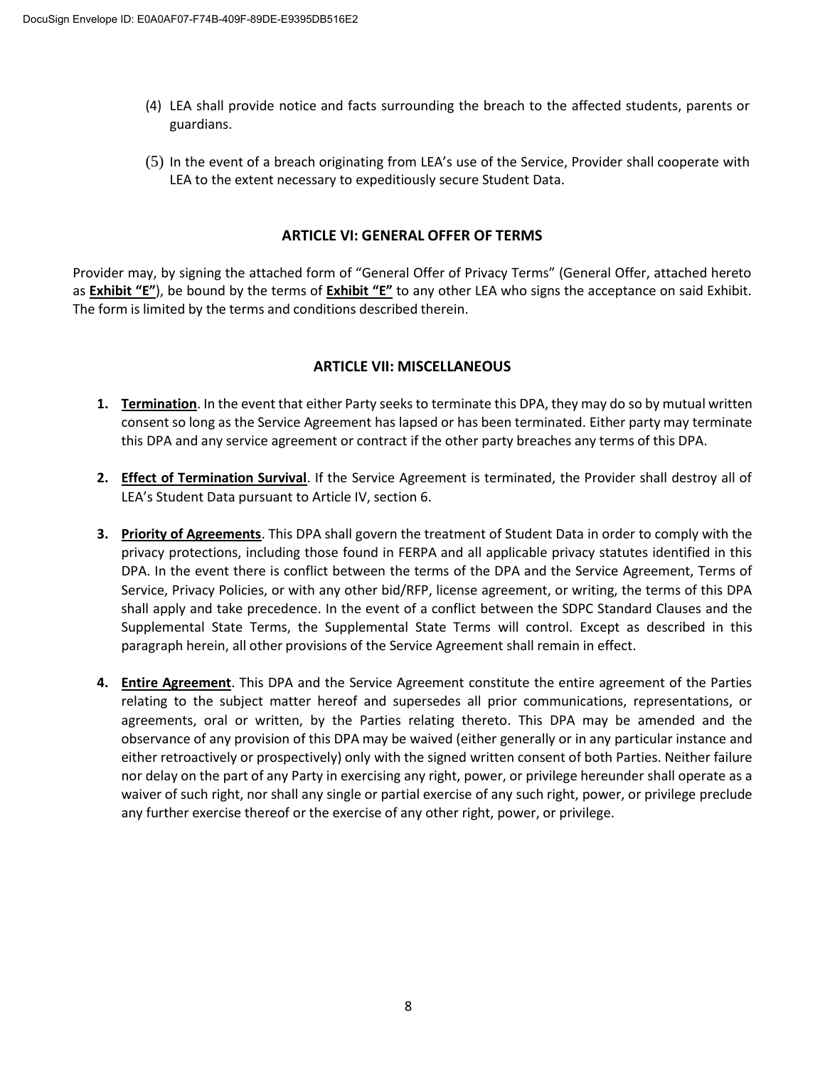(4) LEA shall provide notice and facts surrounding the breach to the affected students, parents or guardians.

(5) In the event of a breach originating from LEA's use of the Service, Provider shall cooperate with LEA to the extent necessary to expeditiously secure Student Data.

## ARTICLE VI: GENERAL OFFER OF TERMS

Provider may, by signing the attached form of "General Offer of Privacy Terms" (General Offer, attached hereto as **Exhibit "E"**), be bound by the terms of **Exhibit "E"** to any other LEA who signs the acceptance on said Exhibit. The form is limited by the terms and conditions described therein.

## ARTICLE VII: MISCELLANEOUS

1. **Termination**. In the event that either Party seeks to terminate this DPA, they may do so by mutual written consent so long as the Service Agreement has lapsed or has been terminated. Either party may terminate this DPA and any service agreement or contract if the other party breaches any terms of this DPA.

2. **Effect of Termination Survival**. If the Service Agreement is terminated, the Provider shall destroy all of LEA's Student Data pursuant to Article IV, section 6.

3. **Priority of Agreements**. This DPA shall govern the treatment of Student Data in order to comply with the privacy protections, including those found in FERPA and all applicable privacy statutes identified in this DPA. In the event there is conflict between the terms of the DPA and the Service Agreement, Terms of Service, Privacy Policies, or with any other bid/RFP, license agreement, or writing, the terms of this DPA shall apply and take precedence. In the event of a conflict between the SDPC Standard Clauses and the Supplemental State Terms, the Supplemental State Terms will control. Except as described in this paragraph herein, all other provisions of the Service Agreement shall remain in effect.

4. **Entire Agreement**. This DPA and the Service Agreement constitute the entire agreement of the Parties relating to the subject matter hereof and supersedes all prior communications, representations, or agreements, oral or written, by the Parties relating thereto. This DPA may be amended and the observance of any provision of this DPA may be waived (either generally or in any particular instance and either retroactively or prospectively) only with the signed written consent of both Parties. Neither failure nor delay on the part of any Party in exercising any right, power, or privilege hereunder shall operate as a waiver of such right, nor shall any single or partial exercise of any such right, power, or privilege preclude any further exercise thereof or the exercise of any other right, power, or privilege.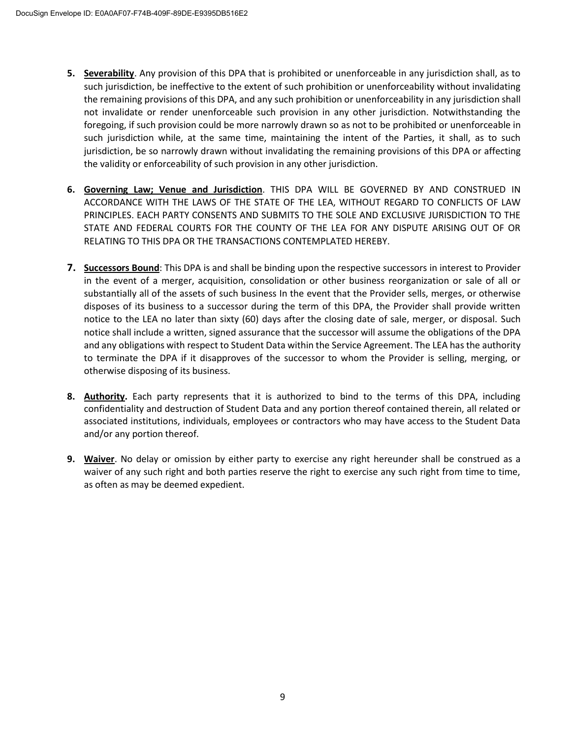5. **Severability**. Any provision of this DPA that is prohibited or unenforceable in any jurisdiction shall, as to such jurisdiction, be ineffective to the extent of such prohibition or unenforceability without invalidating the remaining provisions of this DPA, and any such prohibition or unenforceability in any jurisdiction shall not invalidate or render unenforceable such provision in any other jurisdiction. Notwithstanding the foregoing, if such provision could be more narrowly drawn so as not to be prohibited or unenforceable in such jurisdiction while, at the same time, maintaining the intent of the Parties, it shall, as to such jurisdiction, be so narrowly drawn without invalidating the remaining provisions of this DPA or affecting the validity or enforceability of such provision in any other jurisdiction.

6. **Governing Law; Venue and Jurisdiction**. THIS DPA WILL BE GOVERNED BY AND CONSTRUED IN ACCORDANCE WITH THE LAWS OF THE STATE OF THE LEA, WITHOUT REGARD TO CONFLICTS OF LAW PRINCIPLES. EACH PARTY CONSENTS AND SUBMITS TO THE SOLE AND EXCLUSIVE JURISDICTION TO THE STATE AND FEDERAL COURTS FOR THE COUNTY OF THE LEA FOR ANY DISPUTE ARISING OUT OF OR RELATING TO THIS DPA OR THE TRANSACTIONS CONTEMPLATED HEREBY.

7. **Successors Bound**: This DPA is and shall be binding upon the respective successors in interest to Provider in the event of a merger, acquisition, consolidation or other business reorganization or sale of all or substantially all of the assets of such business In the event that the Provider sells, merges, or otherwise disposes of its business to a successor during the term of this DPA, the Provider shall provide written notice to the LEA no later than sixty (60) days after the closing date of sale, merger, or disposal. Such notice shall include a written, signed assurance that the successor will assume the obligations of the DPA and any obligations with respect to Student Data within the Service Agreement. The LEA has the authority to terminate the DPA if it disapproves of the successor to whom the Provider is selling, merging, or otherwise disposing of its business.

8. **Authority.** Each party represents that it is authorized to bind to the terms of this DPA, including confidentiality and destruction of Student Data and any portion thereof contained therein, all related or associated institutions, individuals, employees or contractors who may have access to the Student Data and/or any portion thereof.

9. **Waiver**. No delay or omission by either party to exercise any right hereunder shall be construed as a waiver of any such right and both parties reserve the right to exercise any such right from time to time, as often as may be deemed expedient.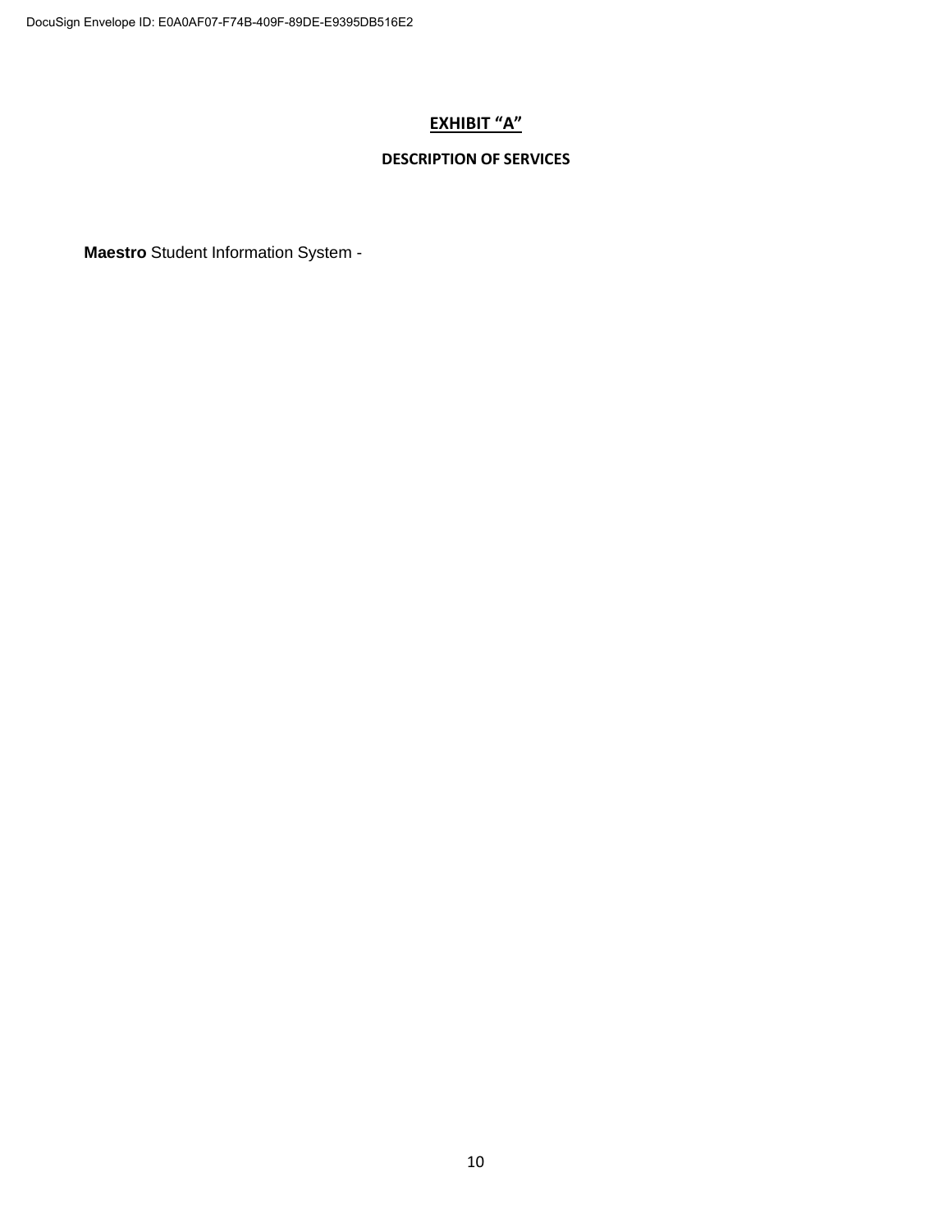# EXHIBIT "A"

## DESCRIPTION OF SERVICES

**Maestro** Student Information System -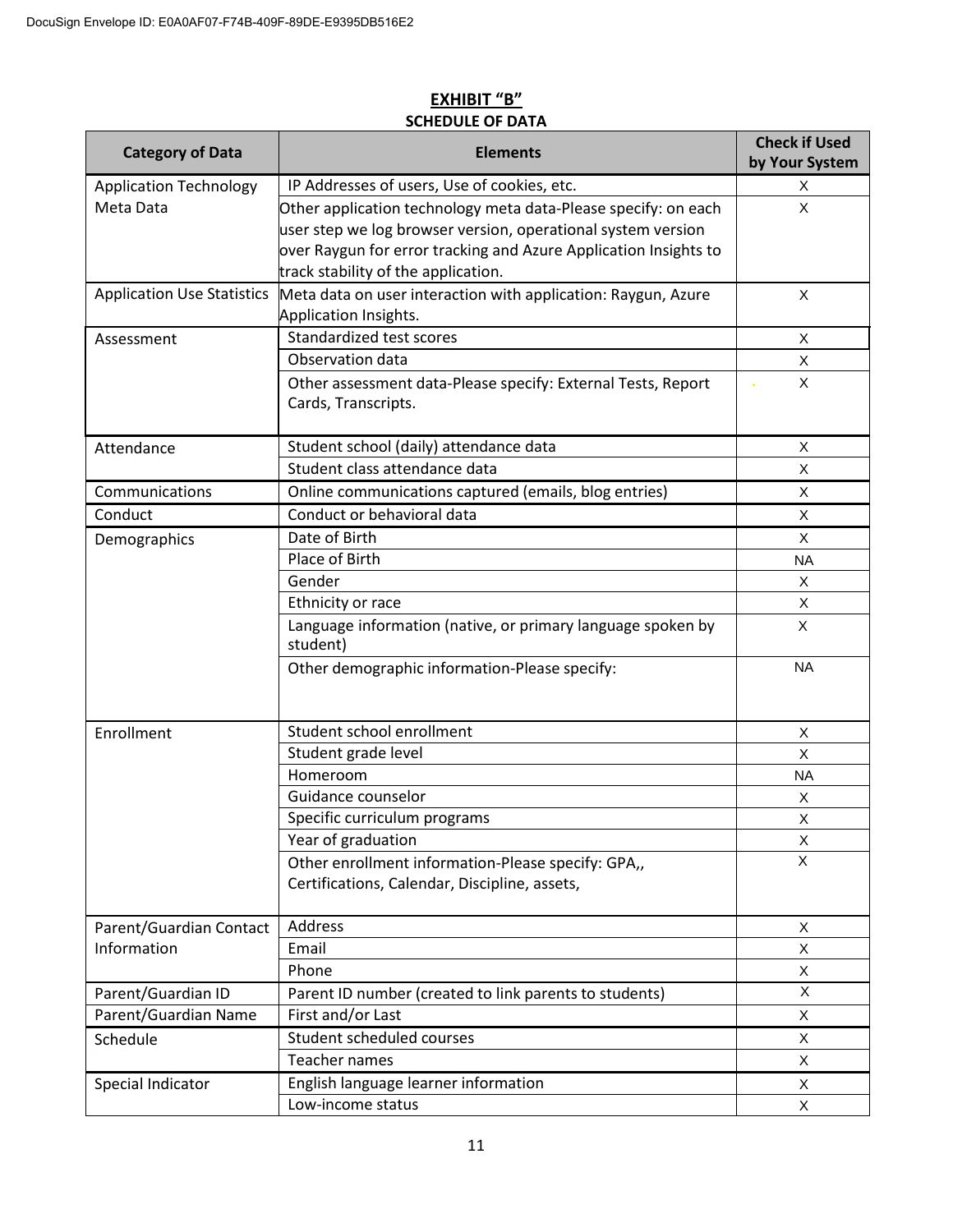**EXHIBIT "B"**

**SCHEDULE OF DATA**

| Category of Data | Elements | Check if Used by Your System |
|---|---|---|
| Application Technology Meta Data | IP Addresses of users, Use of cookies, etc. | X |
| | Other application technology meta data-Please specify: on each user step we log browser version, operational system version over Raygun for error tracking and Azure Application Insights to track stability of the application. | X |
| Application Use Statistics | Meta data on user interaction with application: Raygun, Azure Application Insights. | X |
| Assessment | Standardized test scores | X |
| | Observation data | X |
| | Other assessment data-Please specify: External Tests, Report Cards, Transcripts. | X |
| Attendance | Student school (daily) attendance data | X |
| | Student class attendance data | X |
| Communications | Online communications captured (emails, blog entries) | X |
| Conduct | Conduct or behavioral data | X |
| Demographics | Date of Birth | X |
| | Place of Birth | NA |
| | Gender | X |
| | Ethnicity or race | X |
| | Language information (native, or primary language spoken by student) | X |
| | Other demographic information-Please specify: | NA |
| Enrollment | Student school enrollment | X |
| | Student grade level | X |
| | Homeroom | NA |
| | Guidance counselor | X |
| | Specific curriculum programs | X |
| | Year of graduation | X |
| | Other enrollment information-Please specify: GPA,, Certifications, Calendar, Discipline, assets, | X |
| Parent/Guardian Contact Information | Address | X |
| | Email | X |
| | Phone | X |
| Parent/Guardian ID | Parent ID number (created to link parents to students) | X |
| Parent/Guardian Name | First and/or Last | X |
| Schedule | Student scheduled courses | X |
| | Teacher names | X |
| Special Indicator | English language learner information | X |
| | Low-income status | X |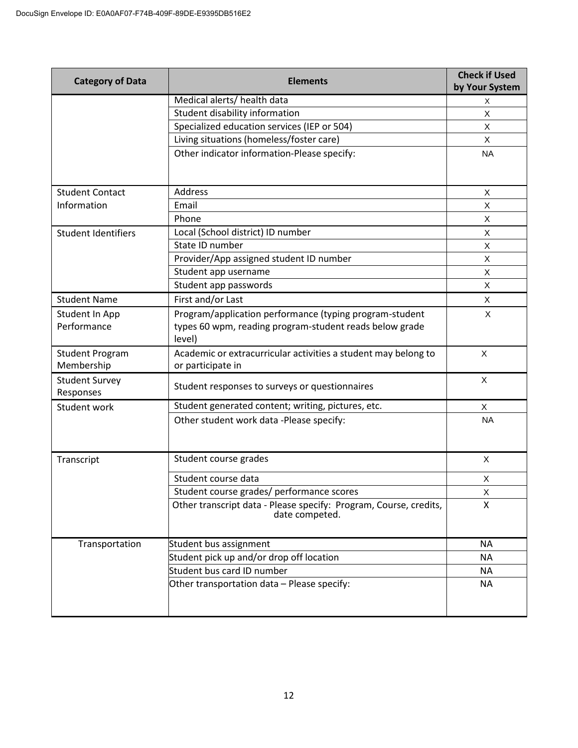| Category of Data | Elements | Check if Used by Your System |
|---|---|---|
| | Medical alerts/ health data | X |
| | Student disability information | X |
| | Specialized education services (IEP or 504) | X |
| | Living situations (homeless/foster care) | X |
| | Other indicator information-Please specify: | NA |
| Student Contact Information | Address | X |
| | Email | X |
| | Phone | X |
| Student Identifiers | Local (School district) ID number | X |
| | State ID number | X |
| | Provider/App assigned student ID number | X |
| | Student app username | X |
| | Student app passwords | X |
| Student Name | First and/or Last | X |
| Student In App Performance | Program/application performance (typing program-student types 60 wpm, reading program-student reads below grade level) | X |
| Student Program Membership | Academic or extracurricular activities a student may belong to or participate in | X |
| Student Survey Responses | Student responses to surveys or questionnaires | X |
| Student work | Student generated content; writing, pictures, etc. | X |
| | Other student work data -Please specify: | NA |
| Transcript | Student course grades | X |
| | Student course data | X |
| | Student course grades/ performance scores | X |
| | Other transcript data - Please specify: Program, Course, credits, date competed. | X |
| Transportation | Student bus assignment | NA |
| | Student pick up and/or drop off location | NA |
| | Student bus card ID number | NA |
| | Other transportation data – Please specify: | NA |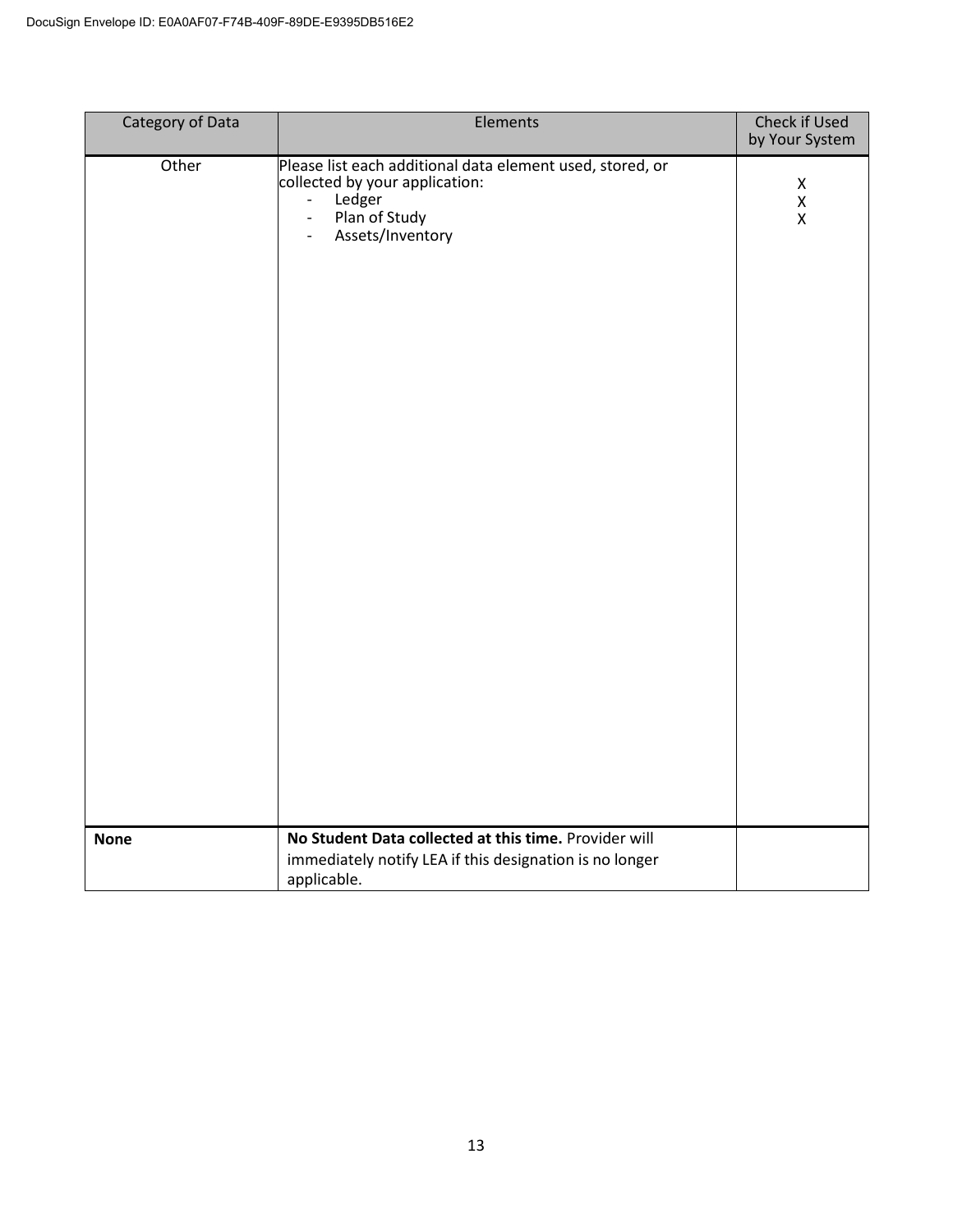| Category of Data | Elements | Check if Used by Your System |
|---|---|---|
| Other | Please list each additional data element used, stored, or collected by your application:<br>- Ledger<br>- Plan of Study<br>- Assets/Inventory | <br><br>X<br>X<br>X |
| **None** | **No Student Data collected at this time.** Provider will immediately notify LEA if this designation is no longer applicable. | |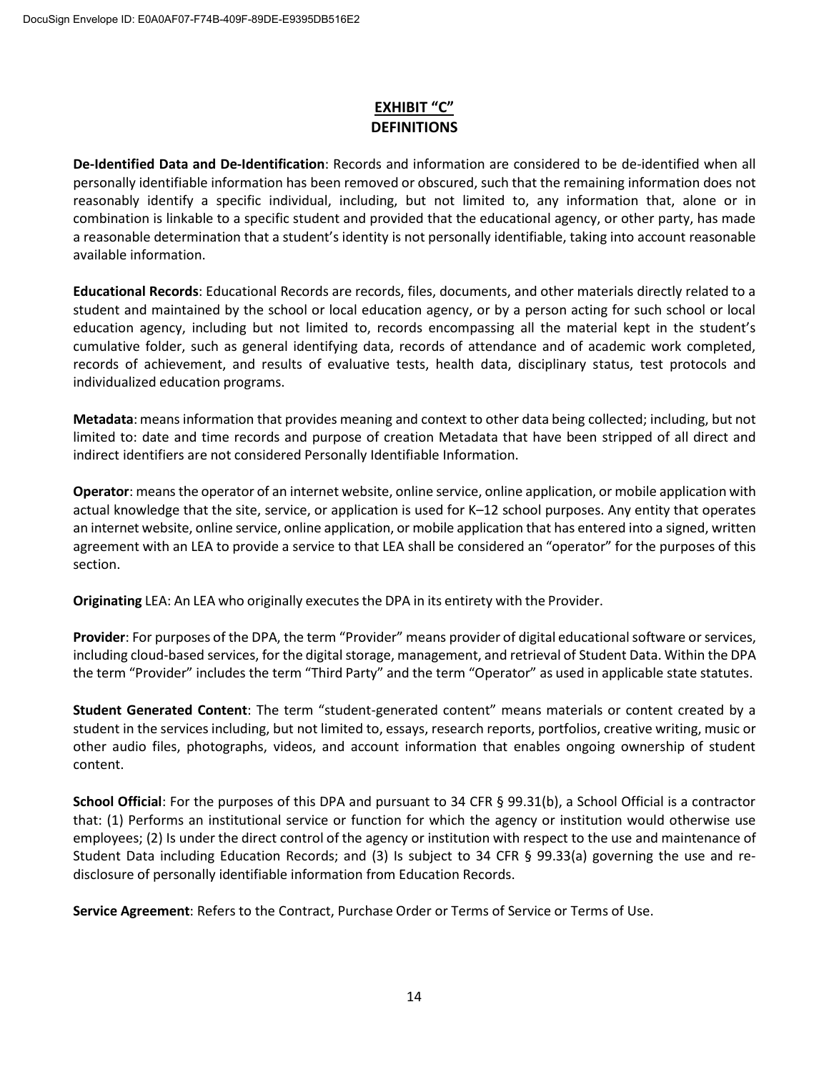# EXHIBIT "C"
## DEFINITIONS

**De-Identified Data and De-Identification**: Records and information are considered to be de-identified when all personally identifiable information has been removed or obscured, such that the remaining information does not reasonably identify a specific individual, including, but not limited to, any information that, alone or in combination is linkable to a specific student and provided that the educational agency, or other party, has made a reasonable determination that a student's identity is not personally identifiable, taking into account reasonable available information.

**Educational Records**: Educational Records are records, files, documents, and other materials directly related to a student and maintained by the school or local education agency, or by a person acting for such school or local education agency, including but not limited to, records encompassing all the material kept in the student's cumulative folder, such as general identifying data, records of attendance and of academic work completed, records of achievement, and results of evaluative tests, health data, disciplinary status, test protocols and individualized education programs.

**Metadata**: means information that provides meaning and context to other data being collected; including, but not limited to: date and time records and purpose of creation Metadata that have been stripped of all direct and indirect identifiers are not considered Personally Identifiable Information.

**Operator**: means the operator of an internet website, online service, online application, or mobile application with actual knowledge that the site, service, or application is used for K–12 school purposes. Any entity that operates an internet website, online service, online application, or mobile application that has entered into a signed, written agreement with an LEA to provide a service to that LEA shall be considered an "operator" for the purposes of this section.

**Originating** LEA: An LEA who originally executes the DPA in its entirety with the Provider.

**Provider**: For purposes of the DPA, the term "Provider" means provider of digital educational software or services, including cloud-based services, for the digital storage, management, and retrieval of Student Data. Within the DPA the term "Provider" includes the term "Third Party" and the term "Operator" as used in applicable state statutes.

**Student Generated Content**: The term "student-generated content" means materials or content created by a student in the services including, but not limited to, essays, research reports, portfolios, creative writing, music or other audio files, photographs, videos, and account information that enables ongoing ownership of student content.

**School Official**: For the purposes of this DPA and pursuant to 34 CFR § 99.31(b), a School Official is a contractor that: (1) Performs an institutional service or function for which the agency or institution would otherwise use employees; (2) Is under the direct control of the agency or institution with respect to the use and maintenance of Student Data including Education Records; and (3) Is subject to 34 CFR § 99.33(a) governing the use and re-disclosure of personally identifiable information from Education Records.

**Service Agreement**: Refers to the Contract, Purchase Order or Terms of Service or Terms of Use.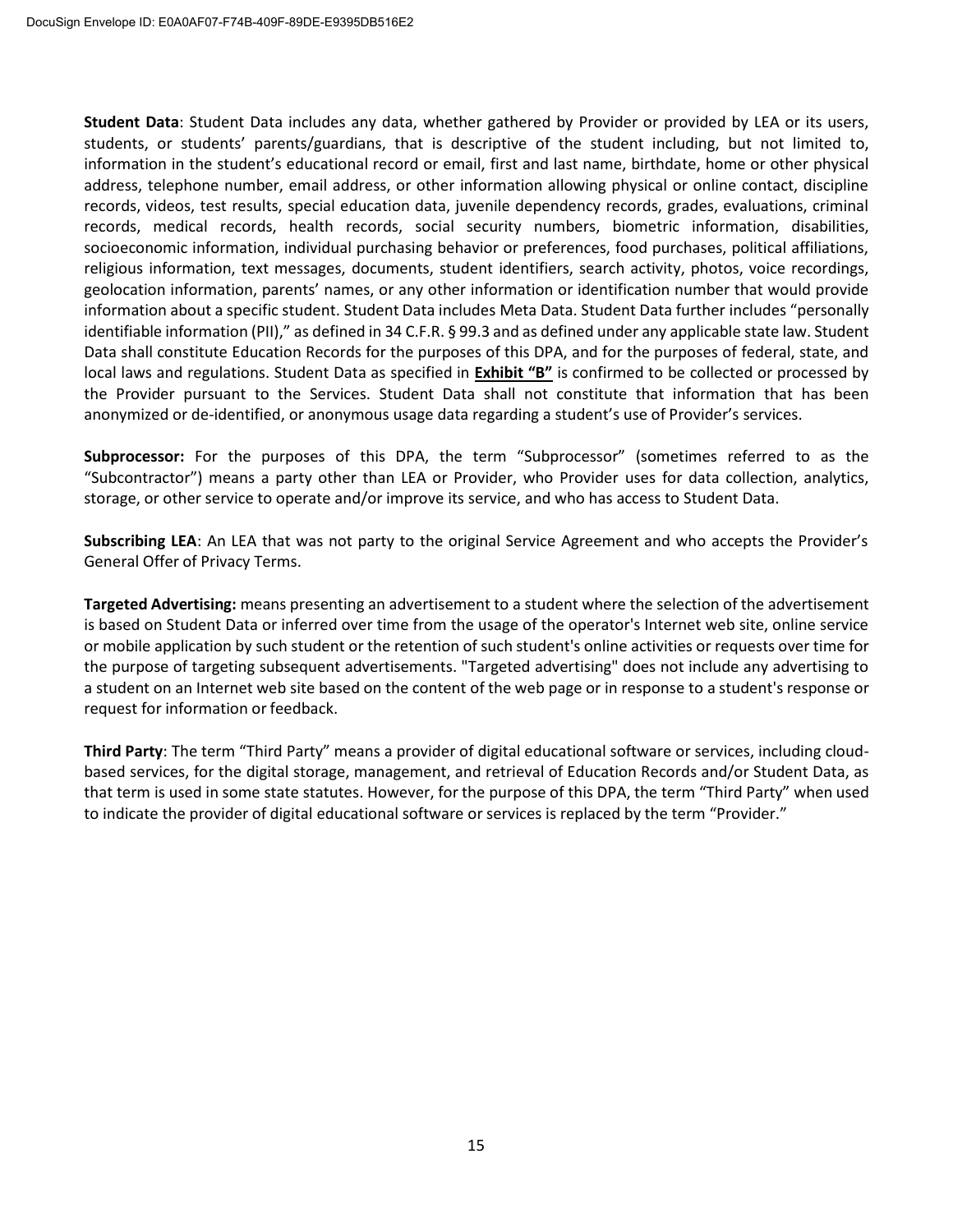**Student Data**: Student Data includes any data, whether gathered by Provider or provided by LEA or its users, students, or students' parents/guardians, that is descriptive of the student including, but not limited to, information in the student's educational record or email, first and last name, birthdate, home or other physical address, telephone number, email address, or other information allowing physical or online contact, discipline records, videos, test results, special education data, juvenile dependency records, grades, evaluations, criminal records, medical records, health records, social security numbers, biometric information, disabilities, socioeconomic information, individual purchasing behavior or preferences, food purchases, political affiliations, religious information, text messages, documents, student identifiers, search activity, photos, voice recordings, geolocation information, parents' names, or any other information or identification number that would provide information about a specific student. Student Data includes Meta Data. Student Data further includes "personally identifiable information (PII)," as defined in 34 C.F.R. § 99.3 and as defined under any applicable state law. Student Data shall constitute Education Records for the purposes of this DPA, and for the purposes of federal, state, and local laws and regulations. Student Data as specified in **Exhibit "B"** is confirmed to be collected or processed by the Provider pursuant to the Services. Student Data shall not constitute that information that has been anonymized or de-identified, or anonymous usage data regarding a student's use of Provider's services.

**Subprocessor:** For the purposes of this DPA, the term "Subprocessor" (sometimes referred to as the "Subcontractor") means a party other than LEA or Provider, who Provider uses for data collection, analytics, storage, or other service to operate and/or improve its service, and who has access to Student Data.

**Subscribing LEA**: An LEA that was not party to the original Service Agreement and who accepts the Provider's General Offer of Privacy Terms.

**Targeted Advertising:** means presenting an advertisement to a student where the selection of the advertisement is based on Student Data or inferred over time from the usage of the operator's Internet web site, online service or mobile application by such student or the retention of such student's online activities or requests over time for the purpose of targeting subsequent advertisements. "Targeted advertising" does not include any advertising to a student on an Internet web site based on the content of the web page or in response to a student's response or request for information or feedback.

**Third Party**: The term "Third Party" means a provider of digital educational software or services, including cloud-based services, for the digital storage, management, and retrieval of Education Records and/or Student Data, as that term is used in some state statutes. However, for the purpose of this DPA, the term "Third Party" when used to indicate the provider of digital educational software or services is replaced by the term "Provider."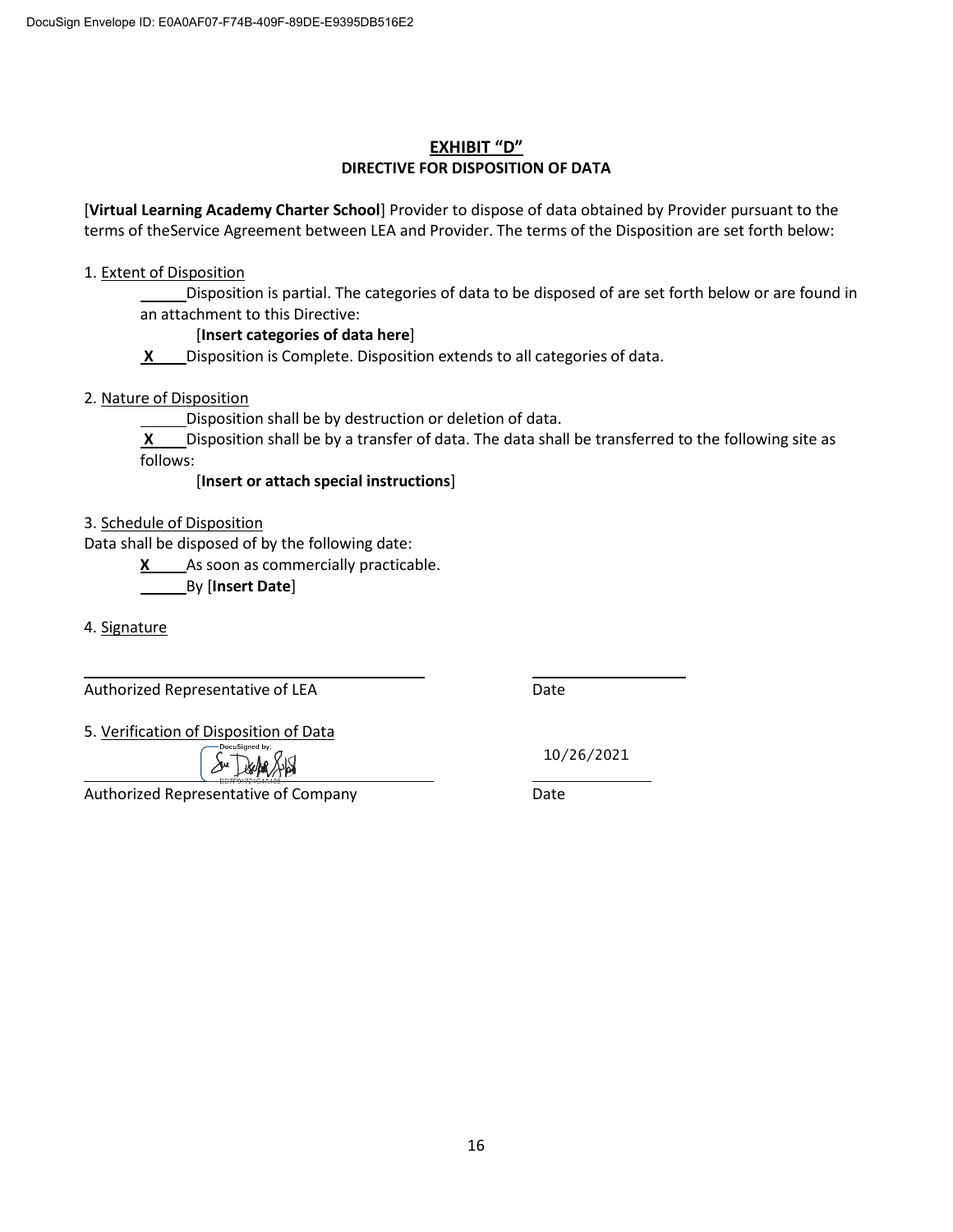DocuSign Envelope ID: E0A0AF07-F74B-409F-89DE-E9395DB516E2

## EXHIBIT "D"

### DIRECTIVE FOR DISPOSITION OF DATA

[**Virtual Learning Academy Charter School**] Provider to dispose of data obtained by Provider pursuant to the terms of theService Agreement between LEA and Provider. The terms of the Disposition are set forth below:

1. Extent of Disposition

   ______ Disposition is partial. The categories of data to be disposed of are set forth below or are found in an attachment to this Directive:

   [**Insert categories of data here**]

   **X** Disposition is Complete. Disposition extends to all categories of data.

2. Nature of Disposition

   ______ Disposition shall be by destruction or deletion of data.

   **X** Disposition shall be by a transfer of data. The data shall be transferred to the following site as follows:

   [**Insert or attach special instructions**]

3. Schedule of Disposition

Data shall be disposed of by the following date:

   **X** As soon as commercially practicable.

   ______ By [**Insert Date**]

4. Signature

______________________________ ______________

Authorized Representative of LEA Date

5. Verification of Disposition of Data

DocuSigned by: [signature] 10/26/2021

Authorized Representative of Company Date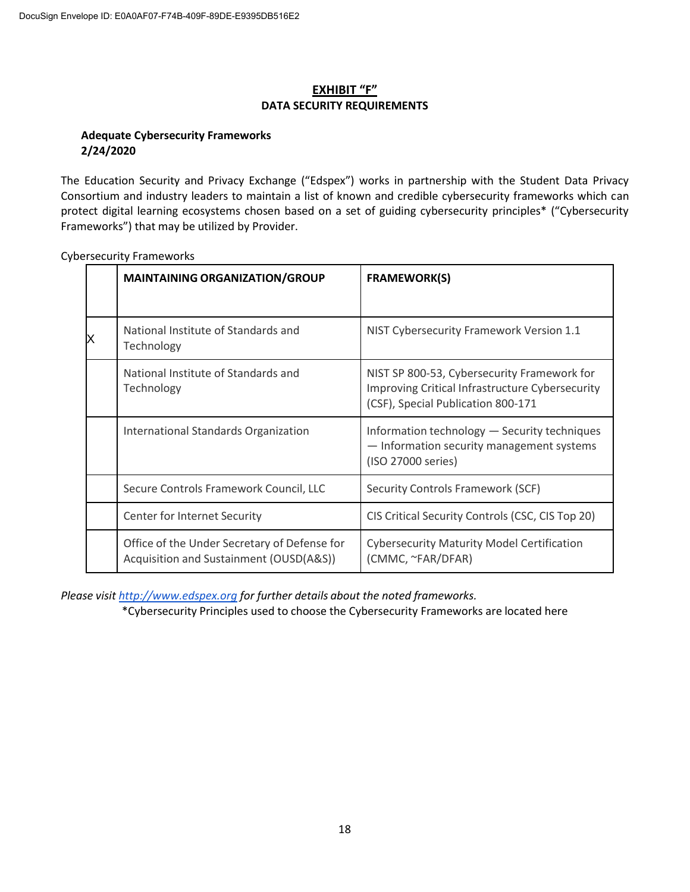# EXHIBIT "F"
## DATA SECURITY REQUIREMENTS

**Adequate Cybersecurity Frameworks**
**2/24/2020**

The Education Security and Privacy Exchange ("Edspex") works in partnership with the Student Data Privacy Consortium and industry leaders to maintain a list of known and credible cybersecurity frameworks which can protect digital learning ecosystems chosen based on a set of guiding cybersecurity principles* ("Cybersecurity Frameworks") that may be utilized by Provider.

Cybersecurity Frameworks

| | MAINTAINING ORGANIZATION/GROUP | FRAMEWORK(S) |
|---|---|---|
| X | National Institute of Standards and Technology | NIST Cybersecurity Framework Version 1.1 |
| | National Institute of Standards and Technology | NIST SP 800-53, Cybersecurity Framework for Improving Critical Infrastructure Cybersecurity (CSF), Special Publication 800-171 |
| | International Standards Organization | Information technology — Security techniques — Information security management systems (ISO 27000 series) |
| | Secure Controls Framework Council, LLC | Security Controls Framework (SCF) |
| | Center for Internet Security | CIS Critical Security Controls (CSC, CIS Top 20) |
| | Office of the Under Secretary of Defense for Acquisition and Sustainment (OUSD(A&S)) | Cybersecurity Maturity Model Certification (CMMC, ~FAR/DFAR) |

*Please visit [http://www.edspex.org](http://www.edspex.org) for further details about the noted frameworks.*

*Cybersecurity Principles used to choose the Cybersecurity Frameworks are located here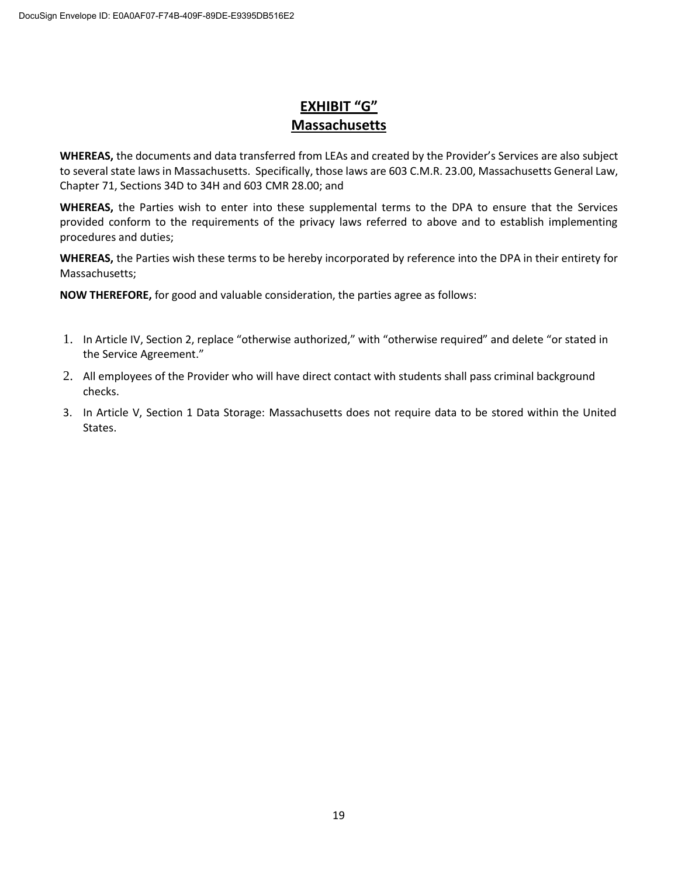# EXHIBIT "G"
## Massachusetts

**WHEREAS,** the documents and data transferred from LEAs and created by the Provider's Services are also subject to several state laws in Massachusetts. Specifically, those laws are 603 C.M.R. 23.00, Massachusetts General Law, Chapter 71, Sections 34D to 34H and 603 CMR 28.00; and

**WHEREAS,** the Parties wish to enter into these supplemental terms to the DPA to ensure that the Services provided conform to the requirements of the privacy laws referred to above and to establish implementing procedures and duties;

**WHEREAS,** the Parties wish these terms to be hereby incorporated by reference into the DPA in their entirety for Massachusetts;

**NOW THEREFORE,** for good and valuable consideration, the parties agree as follows:

1. In Article IV, Section 2, replace "otherwise authorized," with "otherwise required" and delete "or stated in the Service Agreement."
2. All employees of the Provider who will have direct contact with students shall pass criminal background checks.
3. In Article V, Section 1 Data Storage: Massachusetts does not require data to be stored within the United States.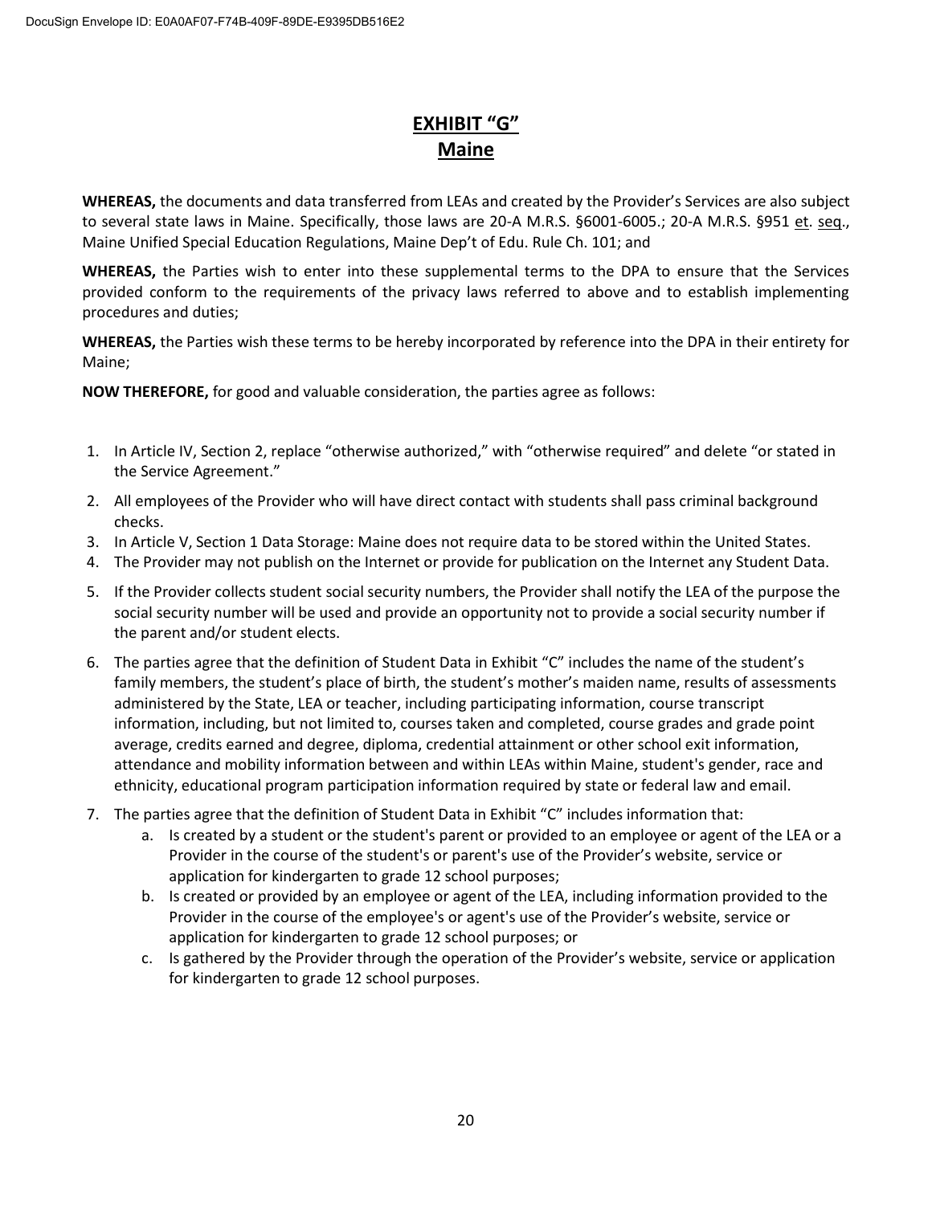# EXHIBIT "G"
## Maine

**WHEREAS,** the documents and data transferred from LEAs and created by the Provider's Services are also subject to several state laws in Maine. Specifically, those laws are 20-A M.R.S. §6001-6005.; 20-A M.R.S. §951 et. seq., Maine Unified Special Education Regulations, Maine Dep't of Edu. Rule Ch. 101; and

**WHEREAS,** the Parties wish to enter into these supplemental terms to the DPA to ensure that the Services provided conform to the requirements of the privacy laws referred to above and to establish implementing procedures and duties;

**WHEREAS,** the Parties wish these terms to be hereby incorporated by reference into the DPA in their entirety for Maine;

**NOW THEREFORE,** for good and valuable consideration, the parties agree as follows:

1. In Article IV, Section 2, replace "otherwise authorized," with "otherwise required" and delete "or stated in the Service Agreement."
2. All employees of the Provider who will have direct contact with students shall pass criminal background checks.
3. In Article V, Section 1 Data Storage: Maine does not require data to be stored within the United States.
4. The Provider may not publish on the Internet or provide for publication on the Internet any Student Data.
5. If the Provider collects student social security numbers, the Provider shall notify the LEA of the purpose the social security number will be used and provide an opportunity not to provide a social security number if the parent and/or student elects.
6. The parties agree that the definition of Student Data in Exhibit "C" includes the name of the student's family members, the student's place of birth, the student's mother's maiden name, results of assessments administered by the State, LEA or teacher, including participating information, course transcript information, including, but not limited to, courses taken and completed, course grades and grade point average, credits earned and degree, diploma, credential attainment or other school exit information, attendance and mobility information between and within LEAs within Maine, student's gender, race and ethnicity, educational program participation information required by state or federal law and email.
7. The parties agree that the definition of Student Data in Exhibit "C" includes information that:
    a. Is created by a student or the student's parent or provided to an employee or agent of the LEA or a Provider in the course of the student's or parent's use of the Provider's website, service or application for kindergarten to grade 12 school purposes;
    b. Is created or provided by an employee or agent of the LEA, including information provided to the Provider in the course of the employee's or agent's use of the Provider's website, service or application for kindergarten to grade 12 school purposes; or
    c. Is gathered by the Provider through the operation of the Provider's website, service or application for kindergarten to grade 12 school purposes.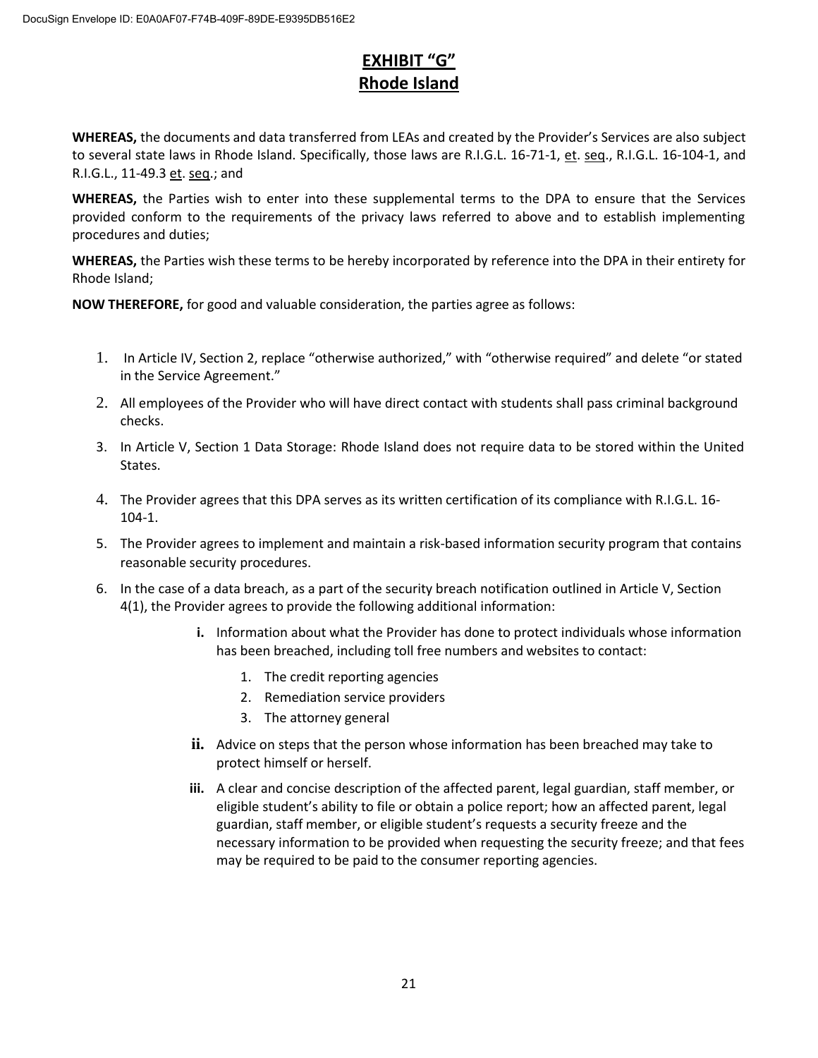# EXHIBIT "G"
# Rhode Island

**WHEREAS,** the documents and data transferred from LEAs and created by the Provider's Services are also subject to several state laws in Rhode Island. Specifically, those laws are R.I.G.L. 16-71-1, et. seq., R.I.G.L. 16-104-1, and R.I.G.L., 11-49.3 et. seq.; and

**WHEREAS,** the Parties wish to enter into these supplemental terms to the DPA to ensure that the Services provided conform to the requirements of the privacy laws referred to above and to establish implementing procedures and duties;

**WHEREAS,** the Parties wish these terms to be hereby incorporated by reference into the DPA in their entirety for Rhode Island;

**NOW THEREFORE,** for good and valuable consideration, the parties agree as follows:

1. In Article IV, Section 2, replace "otherwise authorized," with "otherwise required" and delete "or stated in the Service Agreement."
2. All employees of the Provider who will have direct contact with students shall pass criminal background checks.
3. In Article V, Section 1 Data Storage: Rhode Island does not require data to be stored within the United States.
4. The Provider agrees that this DPA serves as its written certification of its compliance with R.I.G.L. 16-104-1.
5. The Provider agrees to implement and maintain a risk-based information security program that contains reasonable security procedures.
6. In the case of a data breach, as a part of the security breach notification outlined in Article V, Section 4(1), the Provider agrees to provide the following additional information:
   - **i.** Information about what the Provider has done to protect individuals whose information has been breached, including toll free numbers and websites to contact:
     1. The credit reporting agencies
     2. Remediation service providers
     3. The attorney general
   - **ii.** Advice on steps that the person whose information has been breached may take to protect himself or herself.
   - **iii.** A clear and concise description of the affected parent, legal guardian, staff member, or eligible student's ability to file or obtain a police report; how an affected parent, legal guardian, staff member, or eligible student's requests a security freeze and the necessary information to be provided when requesting the security freeze; and that fees may be required to be paid to the consumer reporting agencies.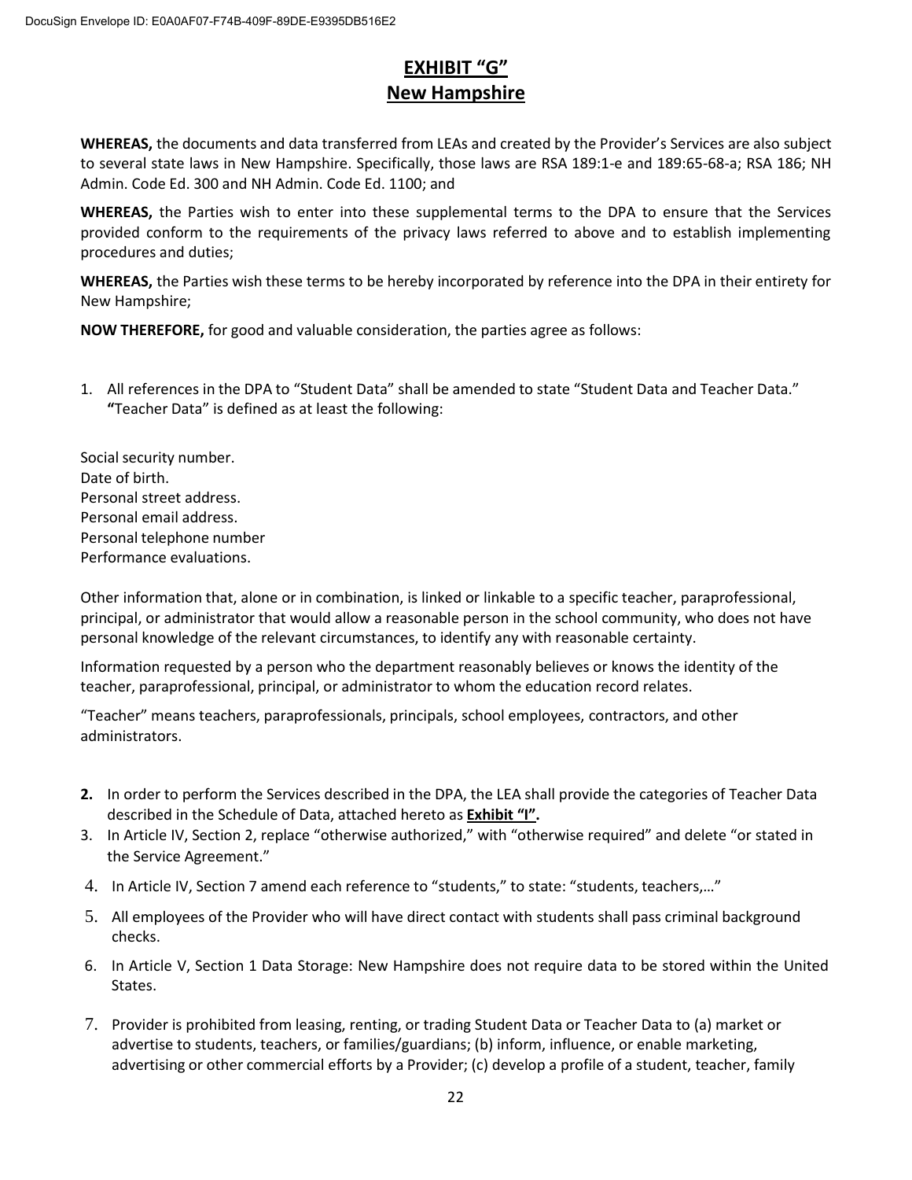# EXHIBIT "G"

# New Hampshire

**WHEREAS,** the documents and data transferred from LEAs and created by the Provider's Services are also subject to several state laws in New Hampshire. Specifically, those laws are RSA 189:1-e and 189:65-68-a; RSA 186; NH Admin. Code Ed. 300 and NH Admin. Code Ed. 1100; and

**WHEREAS,** the Parties wish to enter into these supplemental terms to the DPA to ensure that the Services provided conform to the requirements of the privacy laws referred to above and to establish implementing procedures and duties;

**WHEREAS,** the Parties wish these terms to be hereby incorporated by reference into the DPA in their entirety for New Hampshire;

**NOW THEREFORE,** for good and valuable consideration, the parties agree as follows:

1. All references in the DPA to "Student Data" shall be amended to state "Student Data and Teacher Data." **"**Teacher Data" is defined as at least the following:

Social security number.
Date of birth.
Personal street address.
Personal email address.
Personal telephone number
Performance evaluations.

Other information that, alone or in combination, is linked or linkable to a specific teacher, paraprofessional, principal, or administrator that would allow a reasonable person in the school community, who does not have personal knowledge of the relevant circumstances, to identify any with reasonable certainty.

Information requested by a person who the department reasonably believes or knows the identity of the teacher, paraprofessional, principal, or administrator to whom the education record relates.

"Teacher" means teachers, paraprofessionals, principals, school employees, contractors, and other administrators.

2. In order to perform the Services described in the DPA, the LEA shall provide the categories of Teacher Data described in the Schedule of Data, attached hereto as **Exhibit "I".**
3. In Article IV, Section 2, replace "otherwise authorized," with "otherwise required" and delete "or stated in the Service Agreement."
4. In Article IV, Section 7 amend each reference to "students," to state: "students, teachers,…"
5. All employees of the Provider who will have direct contact with students shall pass criminal background checks.
6. In Article V, Section 1 Data Storage: New Hampshire does not require data to be stored within the United States.
7. Provider is prohibited from leasing, renting, or trading Student Data or Teacher Data to (a) market or advertise to students, teachers, or families/guardians; (b) inform, influence, or enable marketing, advertising or other commercial efforts by a Provider; (c) develop a profile of a student, teacher, family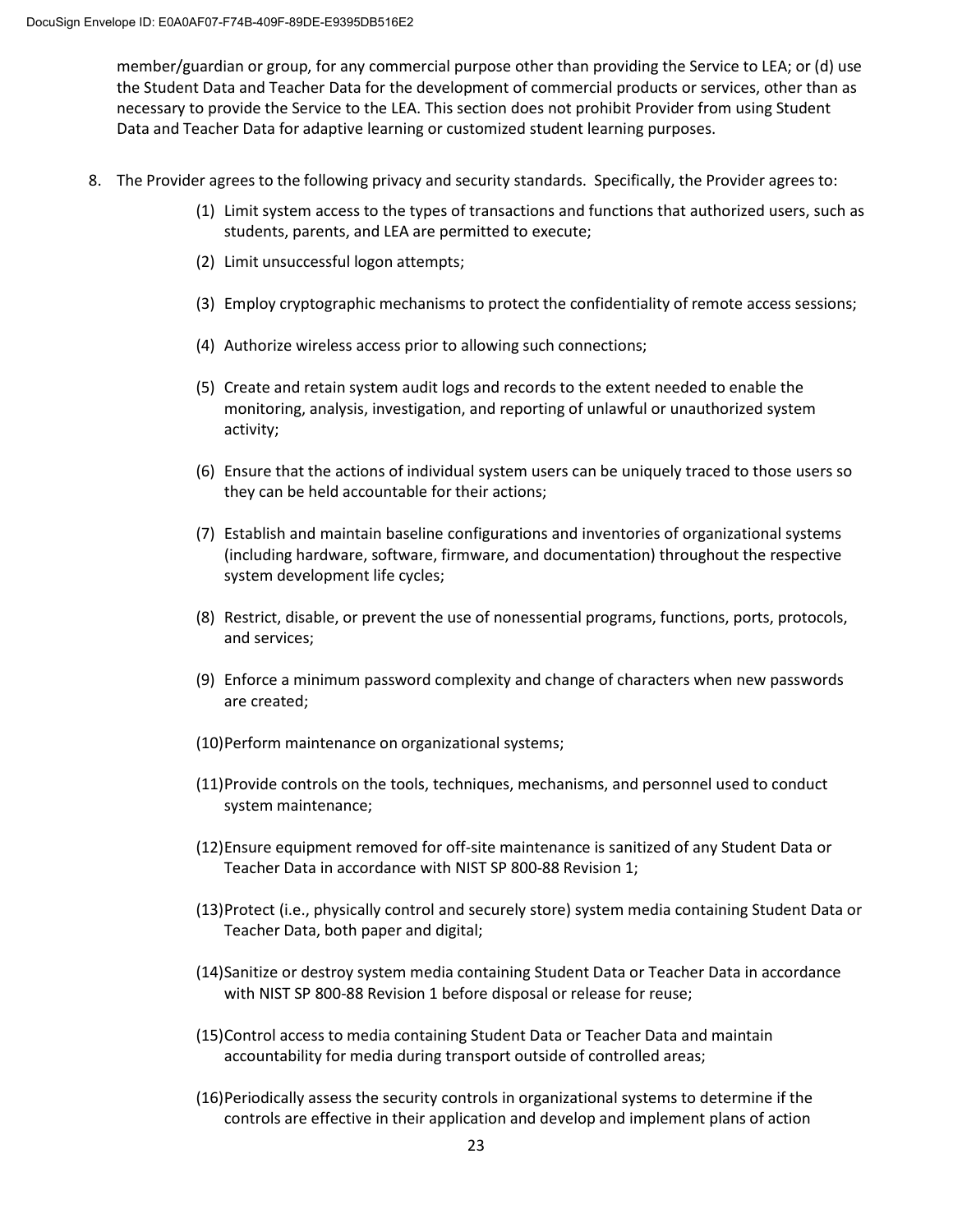member/guardian or group, for any commercial purpose other than providing the Service to LEA; or (d) use the Student Data and Teacher Data for the development of commercial products or services, other than as necessary to provide the Service to the LEA. This section does not prohibit Provider from using Student Data and Teacher Data for adaptive learning or customized student learning purposes.

8. The Provider agrees to the following privacy and security standards. Specifically, the Provider agrees to:

   (1) Limit system access to the types of transactions and functions that authorized users, such as students, parents, and LEA are permitted to execute;

   (2) Limit unsuccessful logon attempts;

   (3) Employ cryptographic mechanisms to protect the confidentiality of remote access sessions;

   (4) Authorize wireless access prior to allowing such connections;

   (5) Create and retain system audit logs and records to the extent needed to enable the monitoring, analysis, investigation, and reporting of unlawful or unauthorized system activity;

   (6) Ensure that the actions of individual system users can be uniquely traced to those users so they can be held accountable for their actions;

   (7) Establish and maintain baseline configurations and inventories of organizational systems (including hardware, software, firmware, and documentation) throughout the respective system development life cycles;

   (8) Restrict, disable, or prevent the use of nonessential programs, functions, ports, protocols, and services;

   (9) Enforce a minimum password complexity and change of characters when new passwords are created;

   (10) Perform maintenance on organizational systems;

   (11) Provide controls on the tools, techniques, mechanisms, and personnel used to conduct system maintenance;

   (12) Ensure equipment removed for off-site maintenance is sanitized of any Student Data or Teacher Data in accordance with NIST SP 800-88 Revision 1;

   (13) Protect (i.e., physically control and securely store) system media containing Student Data or Teacher Data, both paper and digital;

   (14) Sanitize or destroy system media containing Student Data or Teacher Data in accordance with NIST SP 800-88 Revision 1 before disposal or release for reuse;

   (15) Control access to media containing Student Data or Teacher Data and maintain accountability for media during transport outside of controlled areas;

   (16) Periodically assess the security controls in organizational systems to determine if the controls are effective in their application and develop and implement plans of action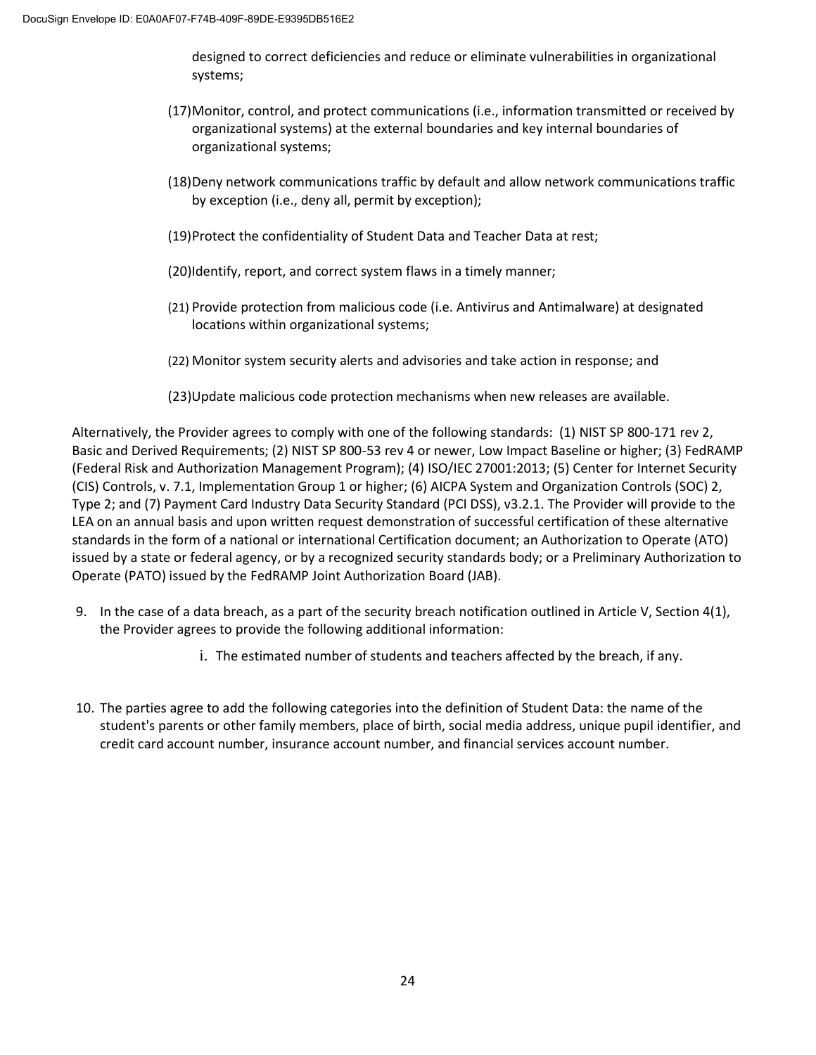designed to correct deficiencies and reduce or eliminate vulnerabilities in organizational systems;

(17) Monitor, control, and protect communications (i.e., information transmitted or received by organizational systems) at the external boundaries and key internal boundaries of organizational systems;

(18) Deny network communications traffic by default and allow network communications traffic by exception (i.e., deny all, permit by exception);

(19) Protect the confidentiality of Student Data and Teacher Data at rest;

(20) Identify, report, and correct system flaws in a timely manner;

(21) Provide protection from malicious code (i.e. Antivirus and Antimalware) at designated locations within organizational systems;

(22) Monitor system security alerts and advisories and take action in response; and

(23) Update malicious code protection mechanisms when new releases are available.

Alternatively, the Provider agrees to comply with one of the following standards: (1) NIST SP 800-171 rev 2, Basic and Derived Requirements; (2) NIST SP 800-53 rev 4 or newer, Low Impact Baseline or higher; (3) FedRAMP (Federal Risk and Authorization Management Program); (4) ISO/IEC 27001:2013; (5) Center for Internet Security (CIS) Controls, v. 7.1, Implementation Group 1 or higher; (6) AICPA System and Organization Controls (SOC) 2, Type 2; and (7) Payment Card Industry Data Security Standard (PCI DSS), v3.2.1. The Provider will provide to the LEA on an annual basis and upon written request demonstration of successful certification of these alternative standards in the form of a national or international Certification document; an Authorization to Operate (ATO) issued by a state or federal agency, or by a recognized security standards body; or a Preliminary Authorization to Operate (PATO) issued by the FedRAMP Joint Authorization Board (JAB).

9. In the case of a data breach, as a part of the security breach notification outlined in Article V, Section 4(1), the Provider agrees to provide the following additional information:

    i. The estimated number of students and teachers affected by the breach, if any.

10. The parties agree to add the following categories into the definition of Student Data: the name of the student's parents or other family members, place of birth, social media address, unique pupil identifier, and credit card account number, insurance account number, and financial services account number.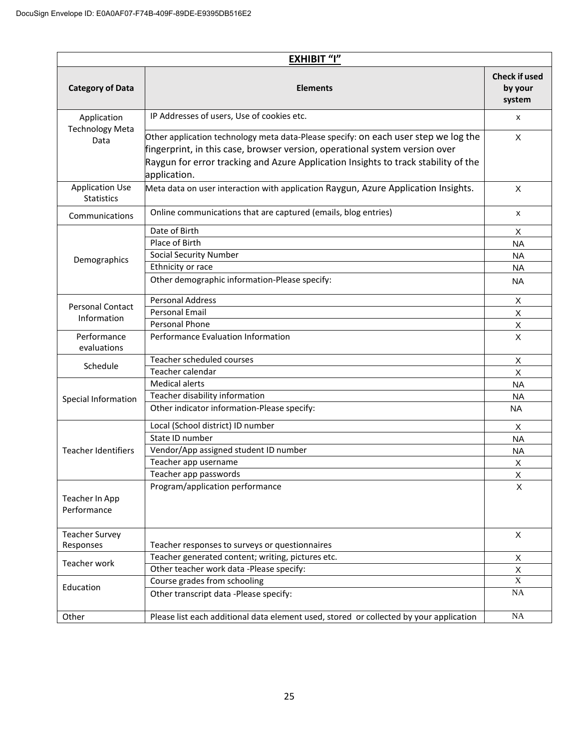## EXHIBIT "I"

| Category of Data | Elements | Check if used by your system |
|---|---|---|
| Application Technology Meta Data | IP Addresses of users, Use of cookies etc. | x |
| | Other application technology meta data-Please specify: on each user step we log the fingerprint, in this case, browser version, operational system version over Raygun for error tracking and Azure Application Insights to track stability of the application. | X |
| Application Use Statistics | Meta data on user interaction with application Raygun, Azure Application Insights. | X |
| Communications | Online communications that are captured (emails, blog entries) | x |
| Demographics | Date of Birth | X |
| | Place of Birth | NA |
| | Social Security Number | NA |
| | Ethnicity or race | NA |
| | Other demographic information-Please specify: | NA |
| Personal Contact Information | Personal Address | X |
| | Personal Email | X |
| | Personal Phone | X |
| Performance evaluations | Performance Evaluation Information | X |
| Schedule | Teacher scheduled courses | X |
| | Teacher calendar | X |
| Special Information | Medical alerts | NA |
| | Teacher disability information | NA |
| | Other indicator information-Please specify: | NA |
| Teacher Identifiers | Local (School district) ID number | X |
| | State ID number | NA |
| | Vendor/App assigned student ID number | NA |
| | Teacher app username | X |
| | Teacher app passwords | X |
| Teacher In App Performance | Program/application performance | X |
| Teacher Survey Responses | Teacher responses to surveys or questionnaires | X |
| Teacher work | Teacher generated content; writing, pictures etc. | X |
| | Other teacher work data -Please specify: | X |
| Education | Course grades from schooling | X |
| | Other transcript data -Please specify: | NA |
| Other | Please list each additional data element used, stored or collected by your application | NA |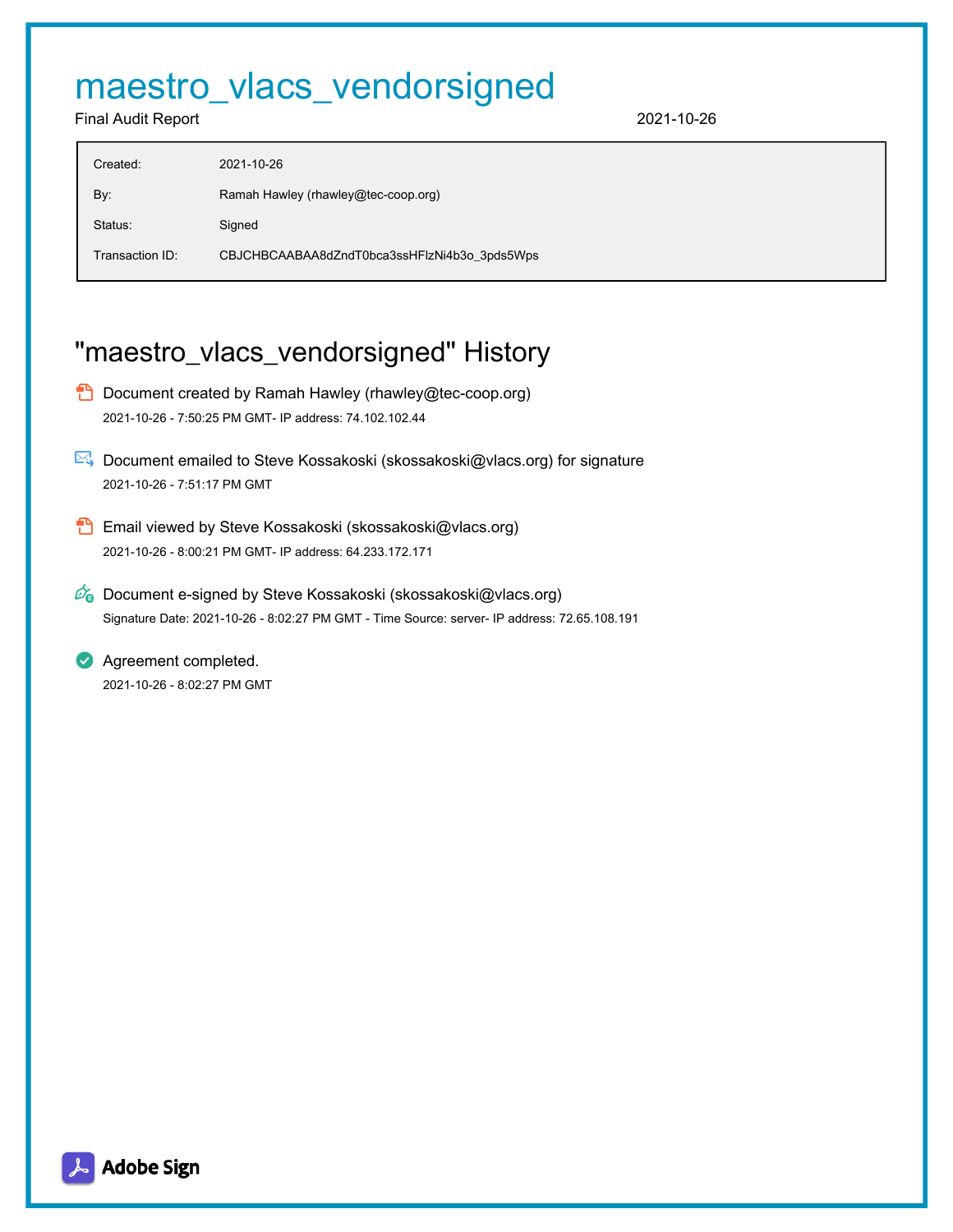# maestro_vlacs_vendorsigned

Final Audit Report 2021-10-26

| | |
|---|---|
| Created: | 2021-10-26 |
| By: | Ramah Hawley (rhawley@tec-coop.org) |
| Status: | Signed |
| Transaction ID: | CBJCHBCAABAA8dZndT0bca3ssHFlzNi4b3o_3pds5Wps |

## "maestro_vlacs_vendorsigned" History

- Document created by Ramah Hawley (rhawley@tec-coop.org)
  2021-10-26 - 7:50:25 PM GMT- IP address: 74.102.102.44

- Document emailed to Steve Kossakoski (skossakoski@vlacs.org) for signature
  2021-10-26 - 7:51:17 PM GMT

- Email viewed by Steve Kossakoski (skossakoski@vlacs.org)
  2021-10-26 - 8:00:21 PM GMT- IP address: 64.233.172.171

- Document e-signed by Steve Kossakoski (skossakoski@vlacs.org)
  Signature Date: 2021-10-26 - 8:02:27 PM GMT - Time Source: server- IP address: 72.65.108.191

- Agreement completed.
  2021-10-26 - 8:02:27 PM GMT

Adobe Sign